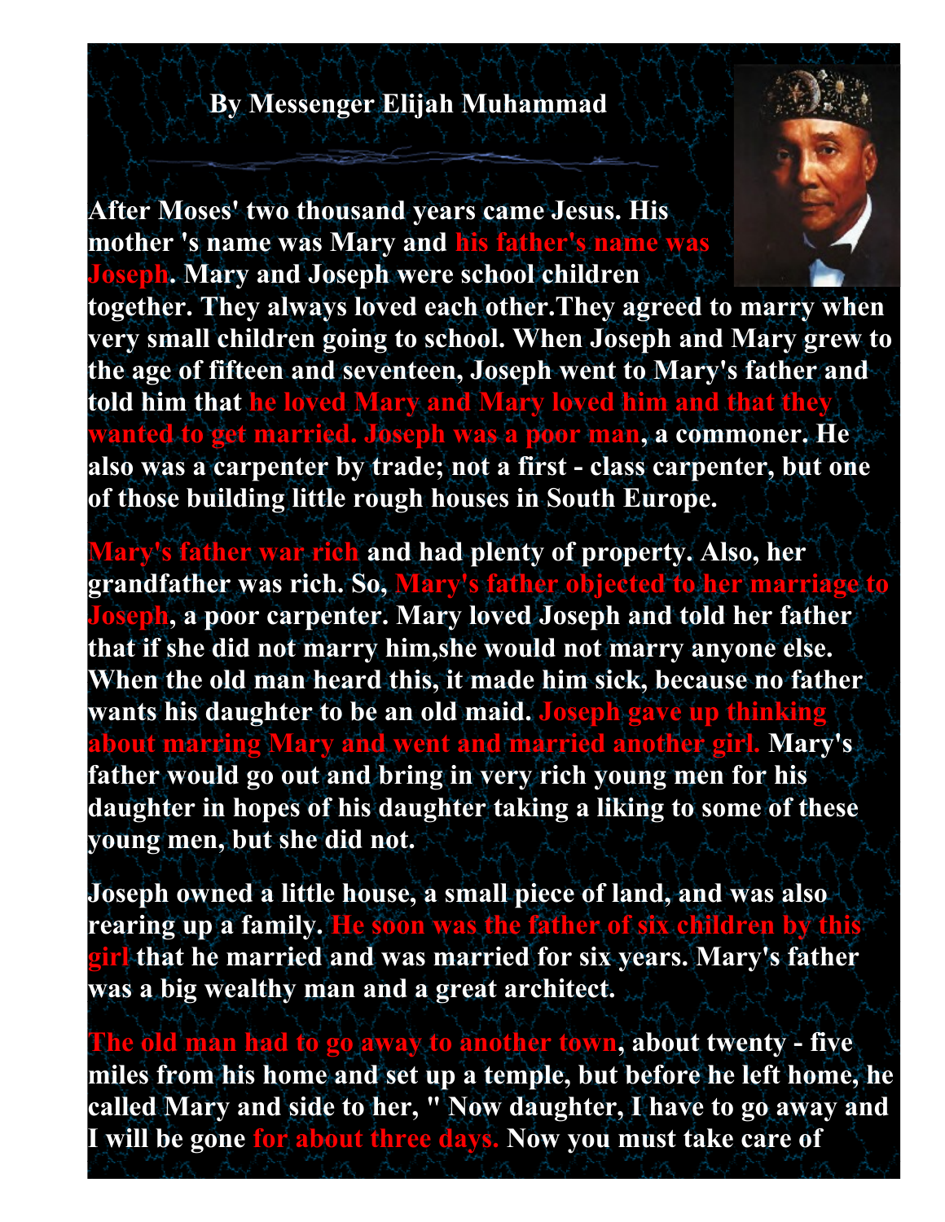**By Messenger Elijah Muhammad**

**After Moses' two thousand years came Jesus. His mother 's name was Mary and his father's name was Joseph. Mary and Joseph were school children together. They always loved each other.They agreed to marry when very small children going to school. When Joseph and Mary grew to the age of fifteen and seventeen, Joseph went to Mary's father and told him that he loved Mary and Mary loved him and that they wanted to get married. Joseph was a poor man, a commoner. He also was a carpenter by trade; not a first - class carpenter, but one of those building little rough houses in South Europe.**

**Mary's father war rich and had plenty of property. Also, her grandfather was rich. So, Mary's father objected to her marriage to Joseph, a poor carpenter. Mary loved Joseph and told her father that if she did not marry him,she would not marry anyone else. When the old man heard this, it made him sick, because no father wants his daughter to be an old maid. Joseph gave up thinking about marring Mary and went and married another girl. Mary's father would go out and bring in very rich young men for his daughter in hopes of his daughter taking a liking to some of these young men, but she did not.**

**Joseph owned a little house, a small piece of land, and was also rearing up a family. He soon was the father of six children by this girl that he married and was married for six years. Mary's father was a big wealthy man and a great architect.**

**The old man had to go away to another town, about twenty - five miles from his home and set up a temple, but before he left home, he called Mary and side to her, " Now daughter, I have to go away and I will be gone for about three days. Now you must take care of**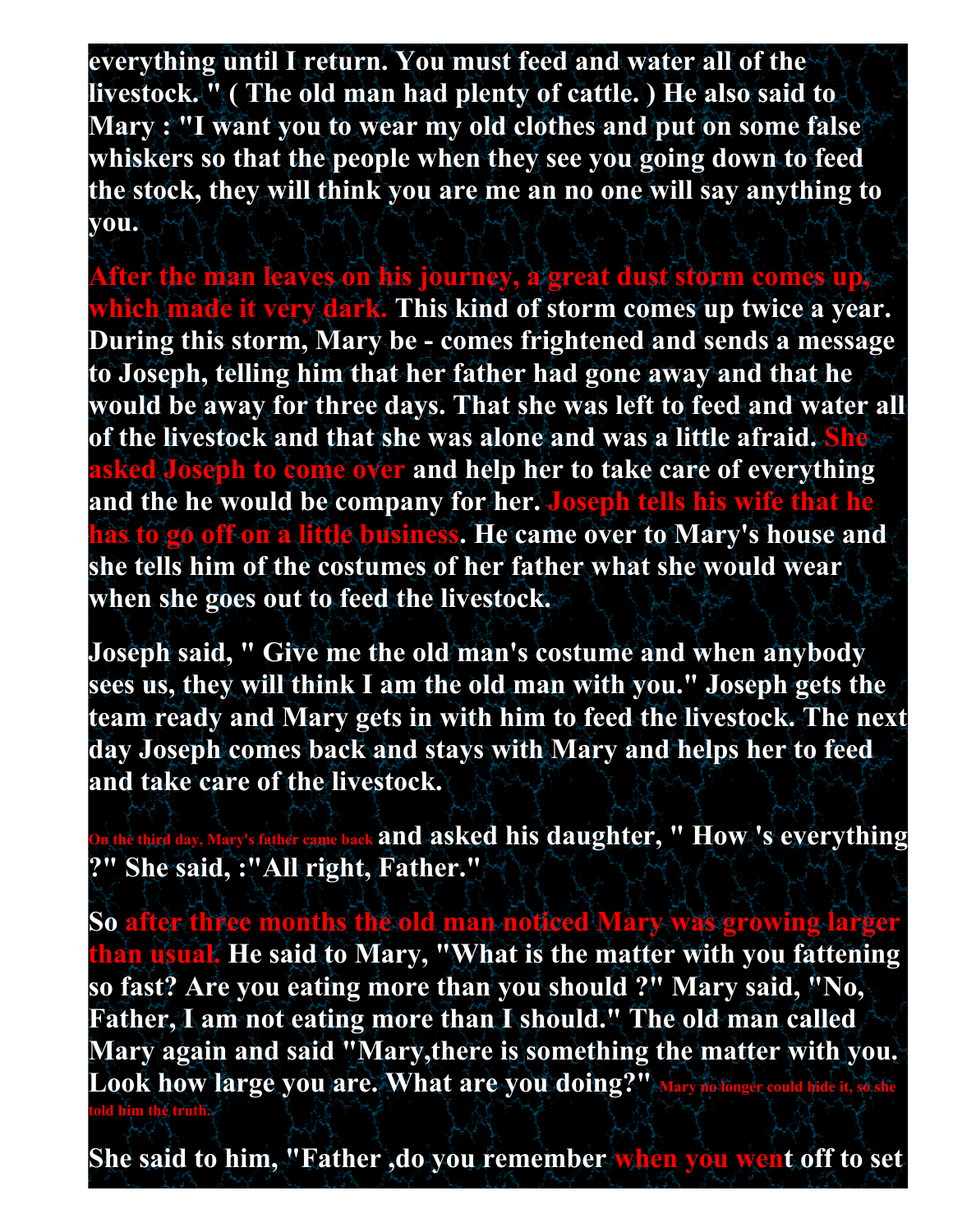everything until I return. You must feed and water all of the livestock. " ( The old man had plenty of cattle. ) He also said to Mary : "I want you to wear my old clothes and put on some false whiskers so that the people when they see you going down to feed the stock, they will think you are me an no one will say anything to you.

After the man leaves on his journey, a great dust storm comes up, which made it very dark. This kind of storm comes up twice a year. During this storm, Mary be - comes frightened and sends a message to Joseph, telling him that her father had gone away and that he would be away for three days. That she was left to feed and water all of the livestock and that she was alone and was a little afraid. She asked Joseph to come over and help her to take care of everything and the he would be company for her. Joseph tells his wife that he has to go off on a little business. He came over to Mary's house and she tells him of the costumes of her father what she would wear when she goes out to feed the livestock.

Joseph said, " Give me the old man's costume and when anybody sees us, they will think I am the old man with you." Joseph gets the team ready and Mary gets in with him to feed the livestock. The next day Joseph comes back and stays with Mary and helps her to feed and take care of the livestock.

On the third day, Mary's father came back and asked his daughter, " How 's everything ?" She said, :"All right, Father."

So after three months the old man noticed Mary was growing larger than usual. He said to Mary, "What is the matter with you fattening so fast? Are you eating more than you should ?" Mary said, "No, Father, I am not eating more than I should." The old man called Mary again and said "Mary,there is something the matter with you. Look how large you are. What are you doing?" Mary no longer could hide it, so she told him the truth.

She said to him, "Father ,do you remember when you went off to set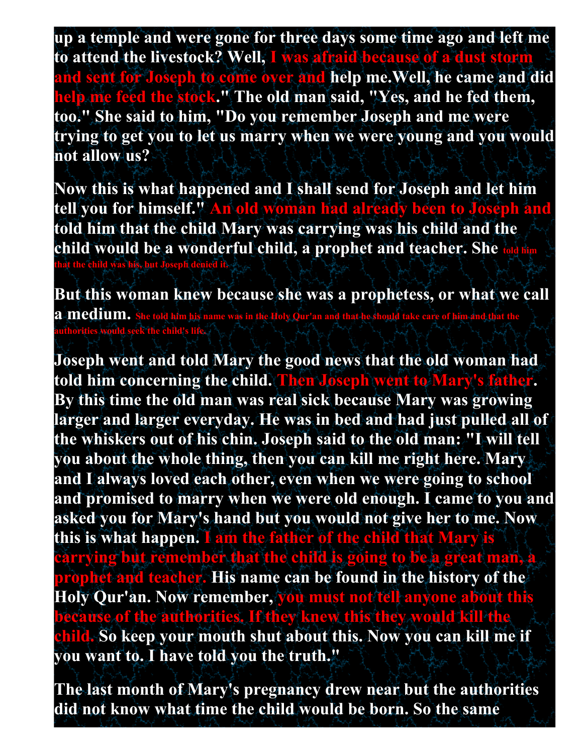up a temple and were gone for three days some time ago and left me to attend the livestock? Well, I was afraid because of a dust storm and sent for Joseph to come over and help me.Well, he came and did help me feed the stock." The old man said, "Yes, and he fed them, too." She said to him, "Do you remember Joseph and me were trying to get you to let us marry when we were young and you would not allow us?

Now this is what happened and I shall send for Joseph and let him tell you for himself." An old woman had already been to Joseph and told him that the child Mary was carrying was his child and the child would be a wonderful child, a prophet and teacher. She told him that the child was his, but Joseph denied it.

But this woman knew because she was a prophetess, or what we call a medium. She told him his name was in the Holy Qur'an and that he should take care of him and that the authorities would seek the child's life.

Joseph went and told Mary the good news that the old woman had told him concerning the child. Then Joseph went to Mary's father. By this time the old man was real sick because Mary was growing larger and larger everyday. He was in bed and had just pulled all of the whiskers out of his chin. Joseph said to the old man: "I will tell you about the whole thing, then you can kill me right here. Mary and I always loved each other, even when we were going to school and promised to marry when we were old enough. I came to you and asked you for Mary's hand but you would not give her to me. Now this is what happen. I am the father of the child that Mary is carrying but remember that the child is going to be a great man, a prophet and teacher. His name can be found in the history of the Holy Qur'an. Now remember, you must not tell anyone about this because of the authorities. If they knew this they would kill the child. So keep your mouth shut about this. Now you can kill me if you want to. I have told you the truth."

The last month of Mary's pregnancy drew near but the authorities did not know what time the child would be born. So the same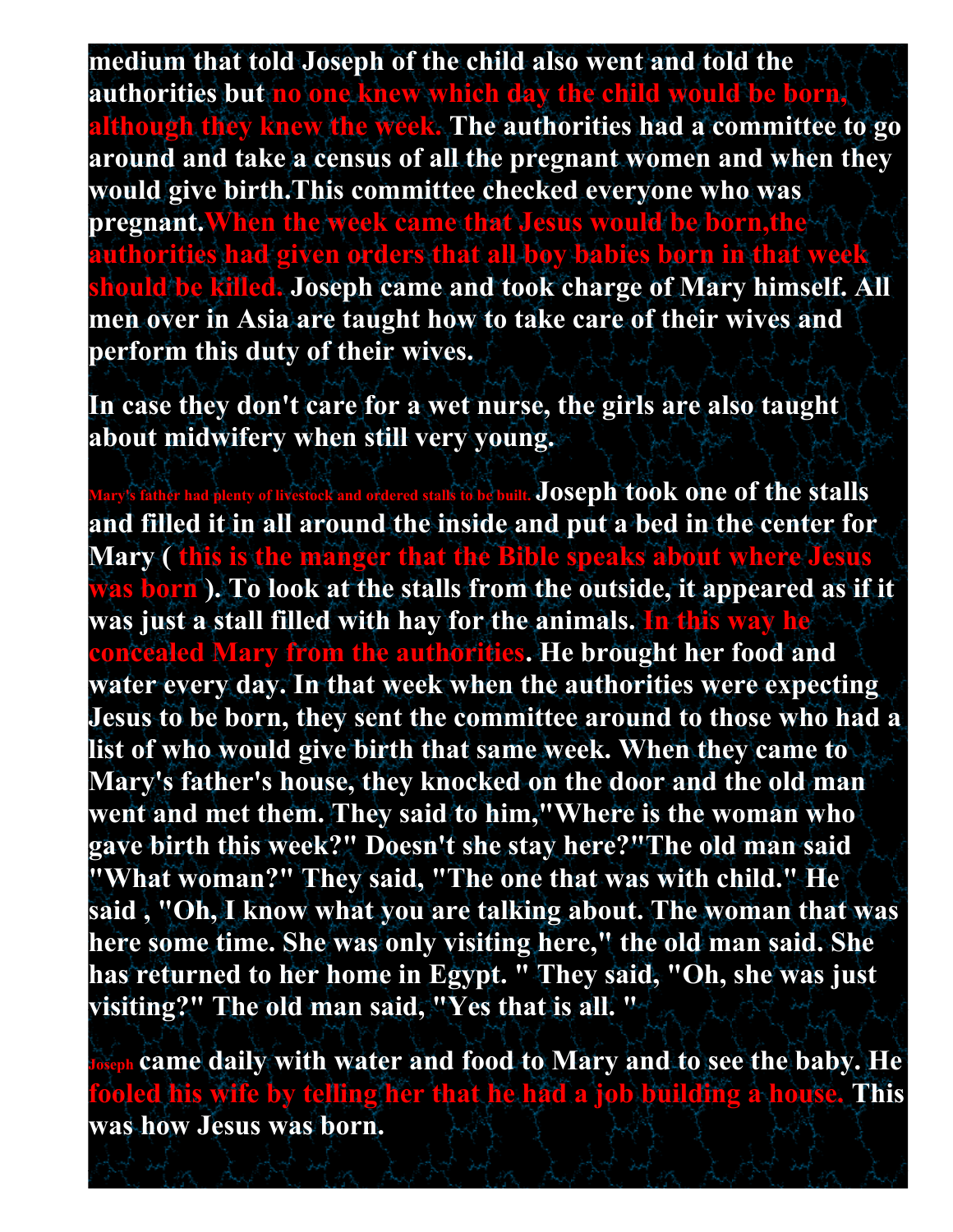medium that told Joseph of the child also went and told the authorities but no one knew which day the child would be born, although they knew the week. The authorities had a committee to go around and take a census of all the pregnant women and when they would give birth.This committee checked everyone who was pregnant.When the week came that Jesus would be born,the authorities had given orders that all boy babies born in that week should be killed. Joseph came and took charge of Mary himself. All men over in Asia are taught how to take care of their wives and perform this duty of their wives.

In case they don't care for a wet nurse, the girls are also taught about midwifery when still very young.

Mary's father had plenty of livestock and ordered stalls to be built. Joseph took one of the stalls and filled it in all around the inside and put a bed in the center for Mary ( this is the manger that the Bible speaks about where Jesus was born ). To look at the stalls from the outside, it appeared as if it was just a stall filled with hay for the animals. In this way he concealed Mary from the authorities. He brought her food and water every day. In that week when the authorities were expecting Jesus to be born, they sent the committee around to those who had a list of who would give birth that same week. When they came to Mary's father's house, they knocked on the door and the old man went and met them. They said to him,"Where is the woman who gave birth this week?" Doesn't she stay here?"The old man said "What woman?" They said, "The one that was with child." He said , "Oh, I know what you are talking about. The woman that was here some time. She was only visiting here," the old man said. She has returned to her home in Egypt. " They said, "Oh, she was just visiting?" The old man said, "Yes that is all. "

Joseph came daily with water and food to Mary and to see the baby. He fooled his wife by telling her that he had a job building a house. This was how Jesus was born.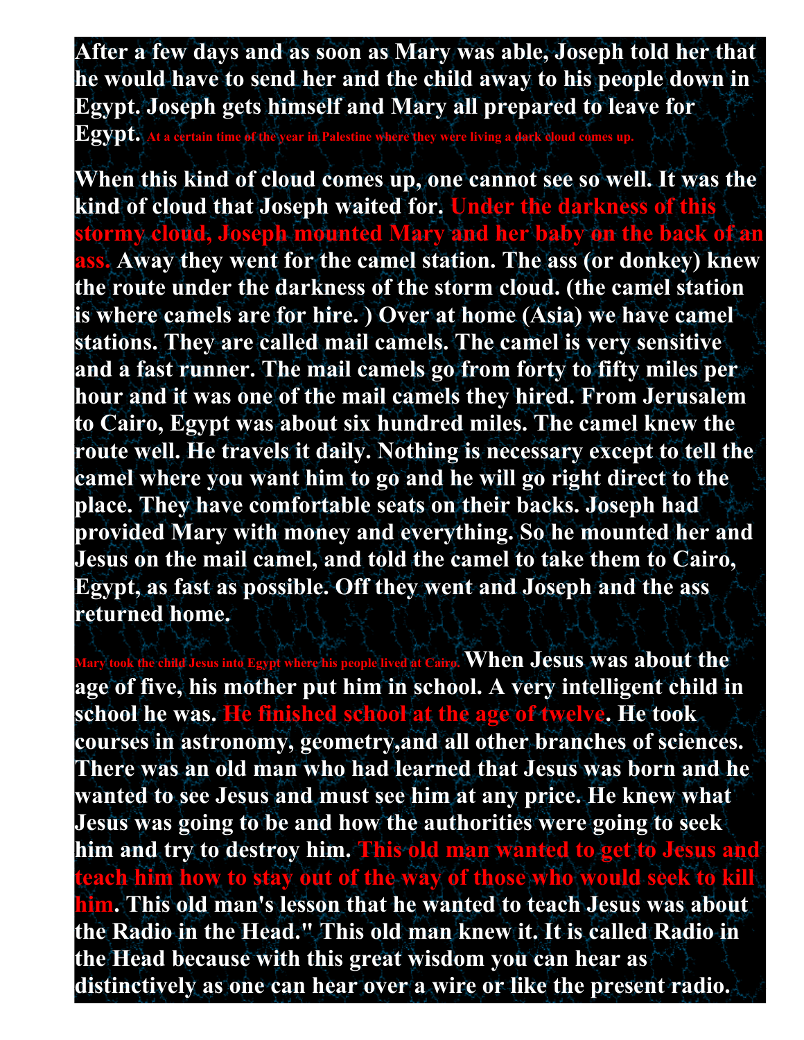**After a few days and as soon as Mary was able, Joseph told her that he would have to send her and the child away to his people down in Egypt. Joseph gets himself and Mary all prepared to leave for Egypt.** **At a certain time of the year in Palestine where they were living a dark cloud comes up.**

**When this kind of cloud comes up, one cannot see so well. It was the kind of cloud that Joseph waited for. Under the darkness of this stormy cloud, Joseph mounted Mary and her baby on the back of an ass. Away they went for the camel station. The ass (or donkey) knew the route under the darkness of the storm cloud. (the camel station is where camels are for hire. ) Over at home (Asia) we have camel stations. They are called mail camels. The camel is very sensitive and a fast runner. The mail camels go from forty to fifty miles per hour and it was one of the mail camels they hired. From Jerusalem to Cairo, Egypt was about six hundred miles. The camel knew the route well. He travels it daily. Nothing is necessary except to tell the camel where you want him to go and he will go right direct to the place. They have comfortable seats on their backs. Joseph had provided Mary with money and everything. So he mounted her and Jesus on the mail camel, and told the camel to take them to Cairo, Egypt, as fast as possible. Off they went and Joseph and the ass returned home.**

**Mary took the child Jesus into Egypt where his people lived at Cairo. When Jesus was about the age of five, his mother put him in school. A very intelligent child in school he was. He finished school at the age of twelve. He took courses in astronomy, geometry,and all other branches of sciences. There was an old man who had learned that Jesus was born and he wanted to see Jesus and must see him at any price. He knew what Jesus was going to be and how the authorities were going to seek him and try to destroy him. This old man wanted to get to Jesus and teach him how to stay out of the way of those who would seek to kill him. This old man's lesson that he wanted to teach Jesus was about the Radio in the Head." This old man knew it. It is called Radio in the Head because with this great wisdom you can hear as distinctively as one can hear over a wire or like the present radio.**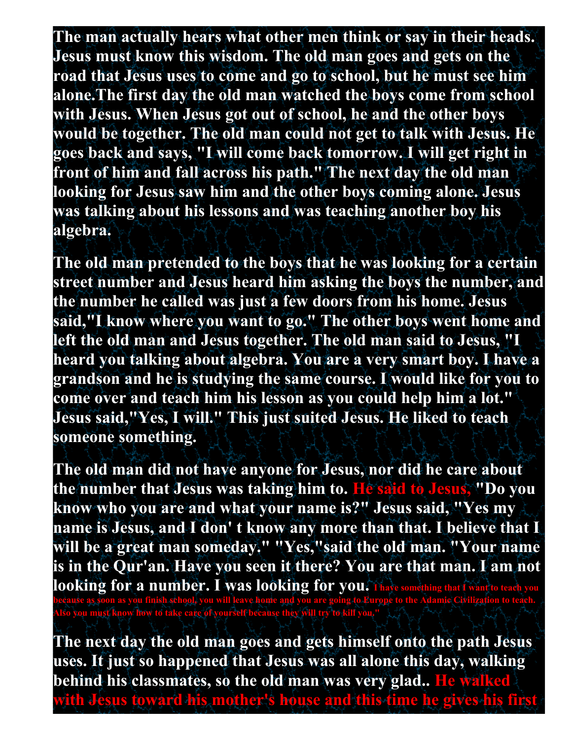**The man actually hears what other men think or say in their heads. Jesus must know this wisdom. The old man goes and gets on the road that Jesus uses to come and go to school, but he must see him alone.The first day the old man watched the boys come from school with Jesus. When Jesus got out of school, he and the other boys would be together. The old man could not get to talk with Jesus. He goes back and says, "I will come back tomorrow. I will get right in front of him and fall across his path." The next day the old man looking for Jesus saw him and the other boys coming alone. Jesus was talking about his lessons and was teaching another boy his algebra.**

**The old man pretended to the boys that he was looking for a certain street number and Jesus heard him asking the boys the number, and the number he called was just a few doors from his home. Jesus said,"I know where you want to go." The other boys went home and left the old man and Jesus together. The old man said to Jesus, "I heard you talking about algebra. You are a very smart boy. I have a grandson and he is studying the same course. I would like for you to come over and teach him his lesson as you could help him a lot." Jesus said,"Yes, I will." This just suited Jesus. He liked to teach someone something.**

**The old man did not have anyone for Jesus, nor did he care about the number that Jesus was taking him to. He said to Jesus, "Do you know who you are and what your name is?" Jesus said, "Yes my name is Jesus, and I don' t know any more than that. I believe that I will be a great man someday." "Yes,"said the old man. "Your name is in the Qur'an. Have you seen it there? You are that man. I am not looking for a number. I was looking for you. I have something that I want to teach you because as soon as you finish school, you will leave home and you are going to Europe to the Adamic Civilization to teach. Also you must know how to take care of yourself because they will try to kill you."**

**The next day the old man goes and gets himself onto the path Jesus uses. It just so happened that Jesus was all alone this day, walking behind his classmates, so the old man was very glad.. He walked with Jesus toward his mother's house and this time he gives his first**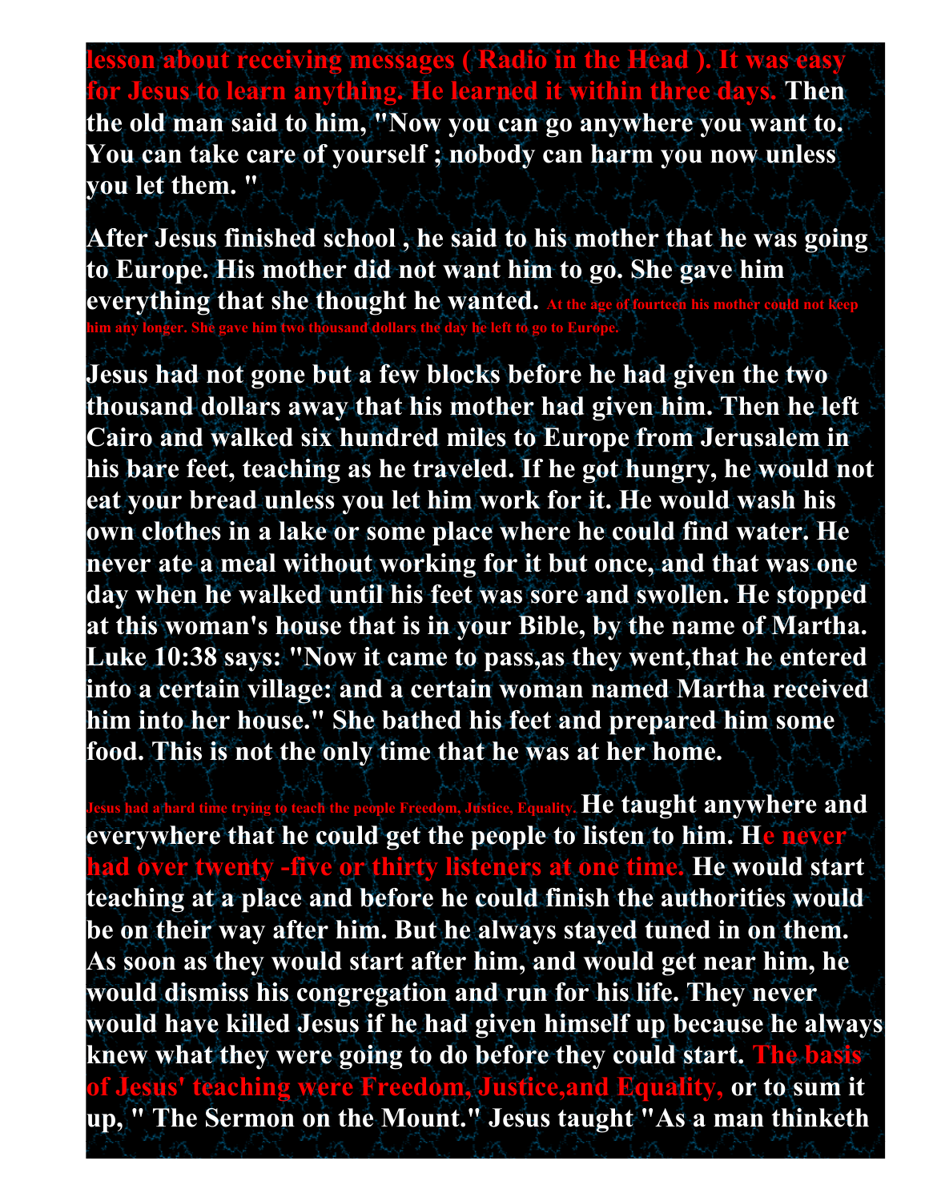**lesson about receiving messages ( Radio in the Head ). It was easy for Jesus to learn anything. He learned it within three days. Then the old man said to him, "Now you can go anywhere you want to. You can take care of yourself ; nobody can harm you now unless you let them. "**

**After Jesus finished school , he said to his mother that he was going to Europe. His mother did not want him to go. She gave him everything that she thought he wanted. At the age of fourteen his mother could not keep him any longer. She gave him two thousand dollars the day he left to go to Europe.**

**Jesus had not gone but a few blocks before he had given the two thousand dollars away that his mother had given him. Then he left Cairo and walked six hundred miles to Europe from Jerusalem in his bare feet, teaching as he traveled. If he got hungry, he would not eat your bread unless you let him work for it. He would wash his own clothes in a lake or some place where he could find water. He never ate a meal without working for it but once, and that was one day when he walked until his feet was sore and swollen. He stopped at this woman's house that is in your Bible, by the name of Martha. Luke 10:38 says: "Now it came to pass,as they went,that he entered into a certain village: and a certain woman named Martha received him into her house." She bathed his feet and prepared him some food. This is not the only time that he was at her home.**

**Jesus had a hard time trying to teach the people Freedom, Justice, Equality. He taught anywhere and everywhere that he could get the people to listen to him. He never had over twenty -five or thirty listeners at one time. He would start teaching at a place and before he could finish the authorities would be on their way after him. But he always stayed tuned in on them. As soon as they would start after him, and would get near him, he would dismiss his congregation and run for his life. They never would have killed Jesus if he had given himself up because he always knew what they were going to do before they could start. The basis of Jesus' teaching were Freedom, Justice,and Equality, or to sum it up, " The Sermon on the Mount." Jesus taught "As a man thinketh**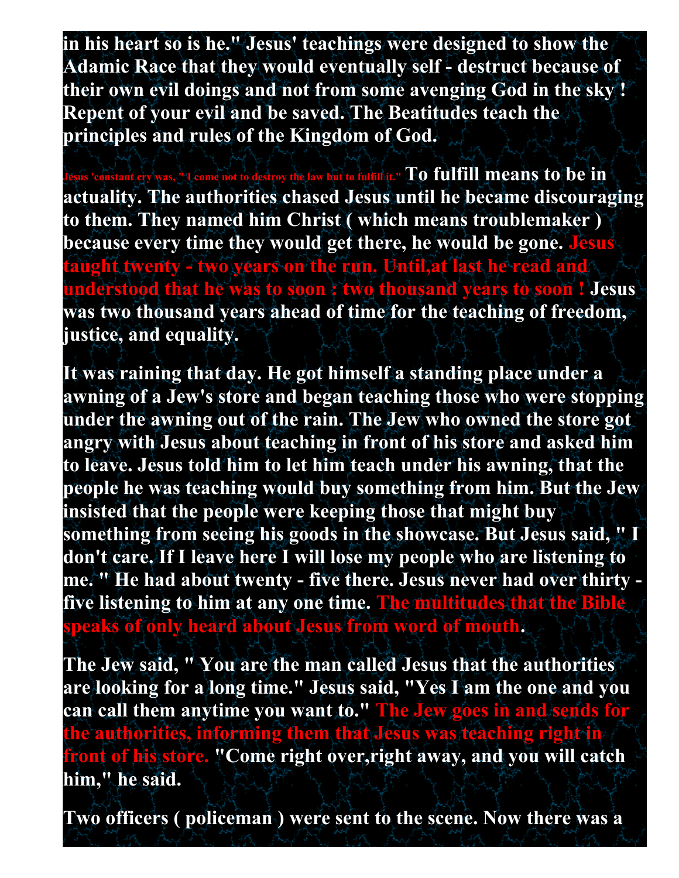**in his heart so is he." Jesus' teachings were designed to show the Adamic Race that they would eventually self - destruct because of their own evil doings and not from some avenging God in the sky ! Repent of your evil and be saved. The Beatitudes teach the principles and rules of the Kingdom of God.**

**Jesus 'constant cry was, " I come not to destroy the law but to fulfill it." To fulfill means to be in actuality. The authorities chased Jesus until he became discouraging to them. They named him Christ ( which means troublemaker ) because every time they would get there, he would be gone. Jesus taught twenty - two years on the run. Until,at last he read and understood that he was to soon : two thousand years to soon ! Jesus was two thousand years ahead of time for the teaching of freedom, justice, and equality.**

**It was raining that day. He got himself a standing place under a awning of a Jew's store and began teaching those who were stopping under the awning out of the rain. The Jew who owned the store got angry with Jesus about teaching in front of his store and asked him to leave. Jesus told him to let him teach under his awning, that the people he was teaching would buy something from him. But the Jew insisted that the people were keeping those that might buy something from seeing his goods in the showcase. But Jesus said, " I don't care. If I leave here I will lose my people who are listening to me. " He had about twenty - five there. Jesus never had over thirty - five listening to him at any one time. The multitudes that the Bible speaks of only heard about Jesus from word of mouth.**

**The Jew said, " You are the man called Jesus that the authorities are looking for a long time." Jesus said, "Yes I am the one and you can call them anytime you want to." The Jew goes in and sends for the authorities, informing them that Jesus was teaching right in front of his store. "Come right over,right away, and you will catch him," he said.**

**Two officers ( policeman ) were sent to the scene. Now there was a**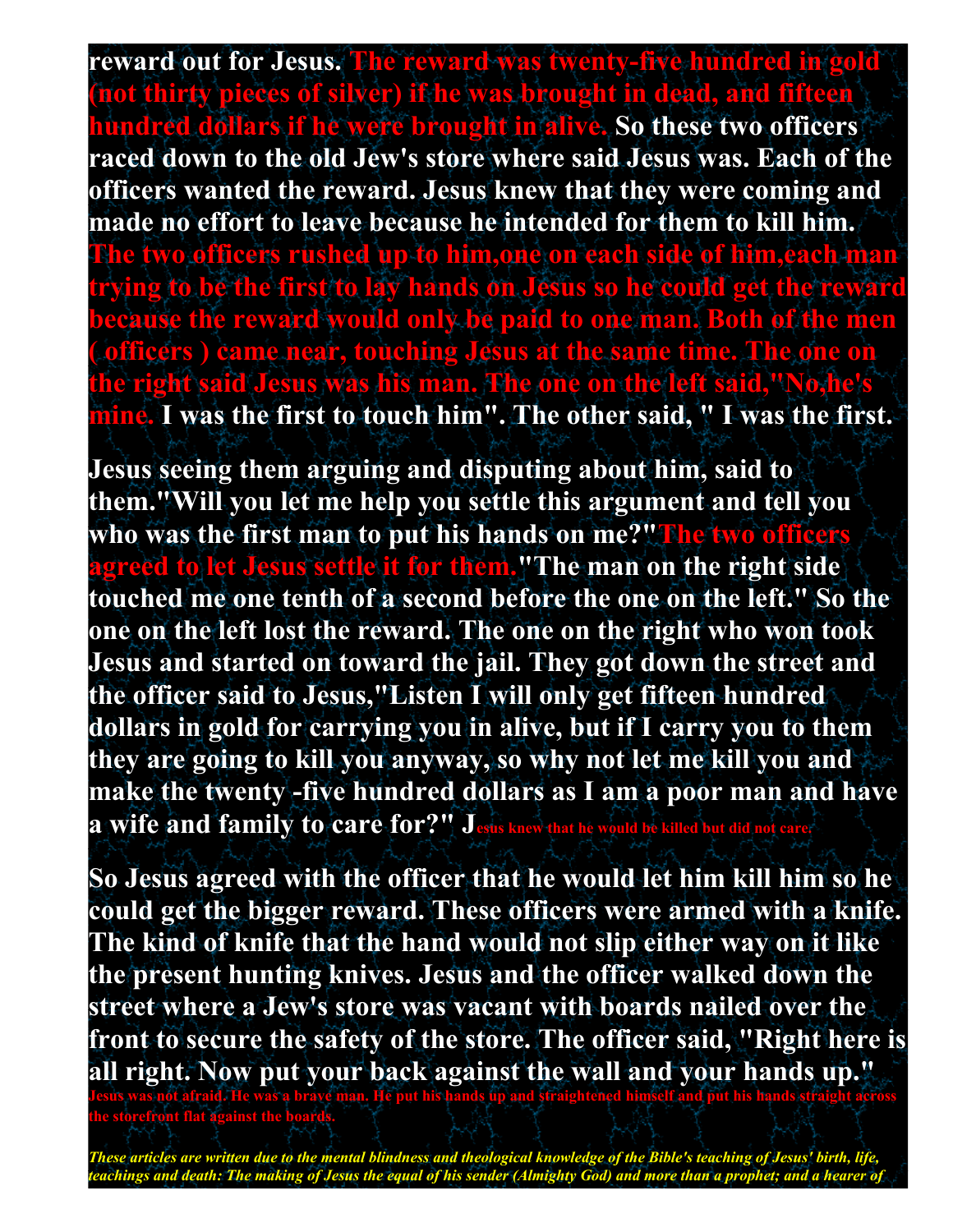**reward out for Jesus. The reward was twenty-five hundred in gold (not thirty pieces of silver) if he was brought in dead, and fifteen hundred dollars if he were brought in alive. So these two officers raced down to the old Jew's store where said Jesus was. Each of the officers wanted the reward. Jesus knew that they were coming and made no effort to leave because he intended for them to kill him. The two officers rushed up to him,one on each side of him,each man trying to be the first to lay hands on Jesus so he could get the reward because the reward would only be paid to one man. Both of the men ( officers ) came near, touching Jesus at the same time. The one on the right said Jesus was his man. The one on the left said,"No,he's mine. I was the first to touch him". The other said, " I was the first.**

**Jesus seeing them arguing and disputing about him, said to them."Will you let me help you settle this argument and tell you who was the first man to put his hands on me?"The two officers agreed to let Jesus settle it for them."The man on the right side touched me one tenth of a second before the one on the left." So the one on the left lost the reward. The one on the right who won took Jesus and started on toward the jail. They got down the street and the officer said to Jesus,"Listen I will only get fifteen hundred dollars in gold for carrying you in alive, but if I carry you to them they are going to kill you anyway, so why not let me kill you and make the twenty -five hundred dollars as I am a poor man and have a wife and family to care for?" Jesus knew that he would be killed but did not care.**

**So Jesus agreed with the officer that he would let him kill him so he could get the bigger reward. These officers were armed with a knife. The kind of knife that the hand would not slip either way on it like the present hunting knives. Jesus and the officer walked down the street where a Jew's store was vacant with boards nailed over the front to secure the safety of the store. The officer said, "Right here is all right. Now put your back against the wall and your hands up." Jesus was not afraid. He was a brave man. He put his hands up and straightened himself and put his hands straight across the storefront flat against the boards.**

***These articles are written due to the mental blindness and theological knowledge of the Bible's teaching of Jesus' birth, life, teachings and death: The making of Jesus the equal of his sender (Almighty God) and more than a prophet; and a hearer of***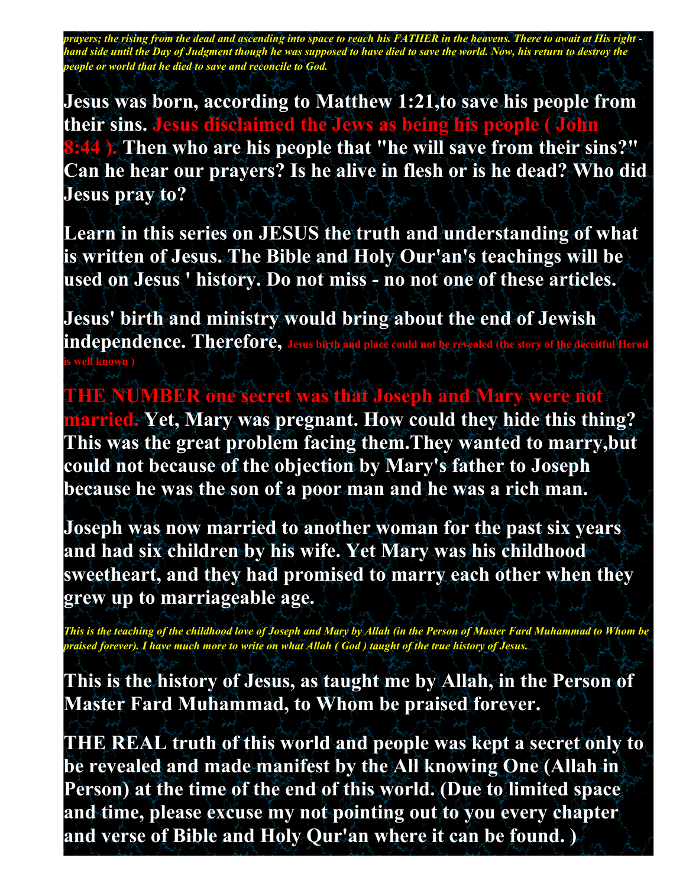*prayers; the rising from the dead and ascending into space to reach his FATHER in the heavens. There to await at His right - hand side until the Day of Judgment though he was supposed to have died to save the world. Now, his return to destroy the people or world that he died to save and reconcile to God.*

**Jesus was born, according to Matthew 1:21,to save his people from their sins. Jesus disclaimed the Jews as being his people ( John 8:44 ). Then who are his people that "he will save from their sins?" Can he hear our prayers? Is he alive in flesh or is he dead? Who did Jesus pray to?**

**Learn in this series on JESUS the truth and understanding of what is written of Jesus. The Bible and Holy Our'an's teachings will be used on Jesus ' history. Do not miss - no not one of these articles.**

**Jesus' birth and ministry would bring about the end of Jewish independence. Therefore, Jesus birth and place could not be revealed (the story of the deceitful Herod is well known )**

**THE NUMBER one secret was that Joseph and Mary were not married. Yet, Mary was pregnant. How could they hide this thing? This was the great problem facing them.They wanted to marry,but could not because of the objection by Mary's father to Joseph because he was the son of a poor man and he was a rich man.**

**Joseph was now married to another woman for the past six years and had six children by his wife. Yet Mary was his childhood sweetheart, and they had promised to marry each other when they grew up to marriageable age.**

***This is the teaching of the childhood love of Joseph and Mary by Allah (in the Person of Master Fard Muhammad to Whom be praised forever). I have much more to write on what Allah ( God ) taught of the true history of Jesus.***

**This is the history of Jesus, as taught me by Allah, in the Person of Master Fard Muhammad, to Whom be praised forever.**

**THE REAL truth of this world and people was kept a secret only to be revealed and made manifest by the All knowing One (Allah in Person) at the time of the end of this world. (Due to limited space and time, please excuse my not pointing out to you every chapter and verse of Bible and Holy Qur'an where it can be found. )**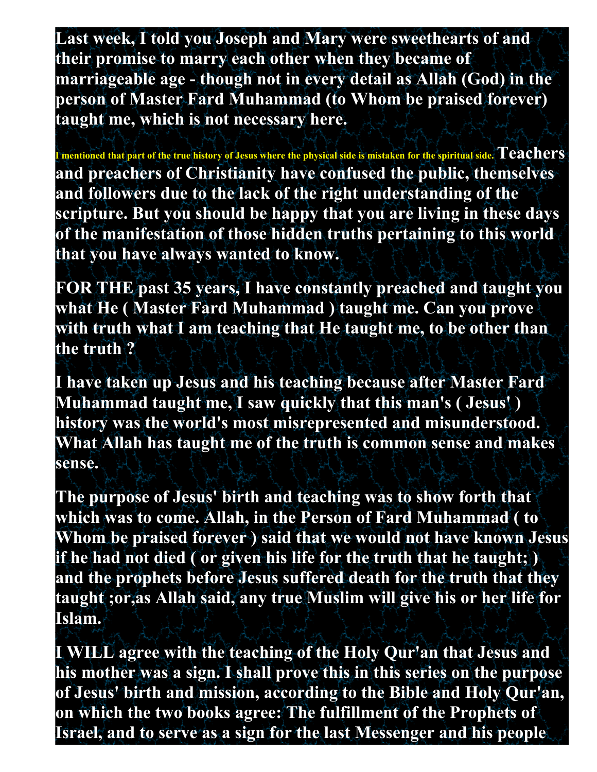**Last week, I told you Joseph and Mary were sweethearts of and their promise to marry each other when they became of marriageable age - though not in every detail as Allah (God) in the person of Master Fard Muhammad (to Whom be praised forever) taught me, which is not necessary here.**

**I mentioned that part of the true history of Jesus where the physical side is mistaken for the spiritual side. Teachers and preachers of Christianity have confused the public, themselves and followers due to the lack of the right understanding of the scripture. But you should be happy that you are living in these days of the manifestation of those hidden truths pertaining to this world that you have always wanted to know.**

**FOR THE past 35 years, I have constantly preached and taught you what He ( Master Fard Muhammad ) taught me. Can you prove with truth what I am teaching that He taught me, to be other than the truth ?**

**I have taken up Jesus and his teaching because after Master Fard Muhammad taught me, I saw quickly that this man's ( Jesus' ) history was the world's most misrepresented and misunderstood. What Allah has taught me of the truth is common sense and makes sense.**

**The purpose of Jesus' birth and teaching was to show forth that which was to come. Allah, in the Person of Fard Muhammad ( to Whom be praised forever ) said that we would not have known Jesus if he had not died ( or given his life for the truth that he taught; ) and the prophets before Jesus suffered death for the truth that they taught ;or,as Allah said, any true Muslim will give his or her life for Islam.**

**I WILL agree with the teaching of the Holy Qur'an that Jesus and his mother was a sign. I shall prove this in this series on the purpose of Jesus' birth and mission, according to the Bible and Holy Qur'an, on which the two books agree: The fulfillment of the Prophets of Israel, and to serve as a sign for the last Messenger and his people**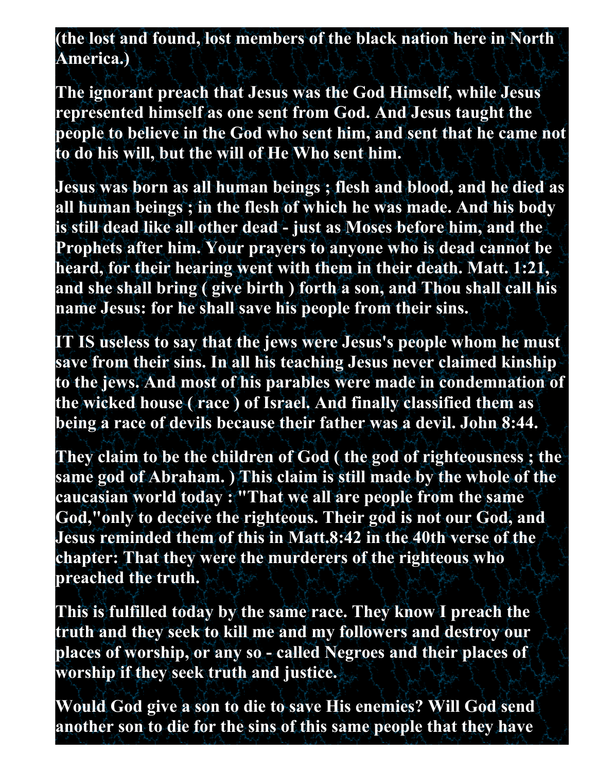**(the lost and found, lost members of the black nation here in North America.)**

**The ignorant preach that Jesus was the God Himself, while Jesus represented himself as one sent from God. And Jesus taught the people to believe in the God who sent him, and sent that he came not to do his will, but the will of He Who sent him.**

**Jesus was born as all human beings ; flesh and blood, and he died as all human beings ; in the flesh of which he was made. And his body is still dead like all other dead - just as Moses before him, and the Prophets after him. Your prayers to anyone who is dead cannot be heard, for their hearing went with them in their death. Matt. 1:21, and she shall bring ( give birth ) forth a son, and Thou shall call his name Jesus: for he shall save his people from their sins.**

**IT IS useless to say that the jews were Jesus's people whom he must save from their sins. In all his teaching Jesus never claimed kinship to the jews. And most of his parables were made in condemnation of the wicked house ( race ) of Israel. And finally classified them as being a race of devils because their father was a devil. John 8:44.**

**They claim to be the children of God ( the god of righteousness ; the same god of Abraham. ) This claim is still made by the whole of the caucasian world today : "That we all are people from the same God,"only to deceive the righteous. Their god is not our God, and Jesus reminded them of this in Matt.8:42 in the 40th verse of the chapter: That they were the murderers of the righteous who preached the truth.**

**This is fulfilled today by the same race. They know I preach the truth and they seek to kill me and my followers and destroy our places of worship, or any so - called Negroes and their places of worship if they seek truth and justice.**

**Would God give a son to die to save His enemies? Will God send another son to die for the sins of this same people that they have**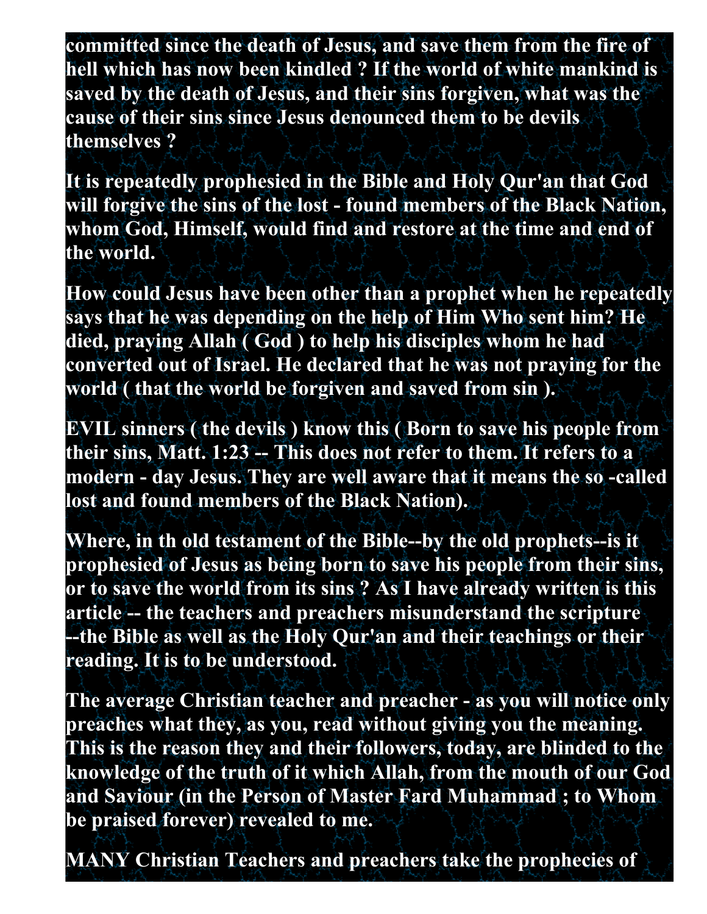**committed since the death of Jesus, and save them from the fire of hell which has now been kindled ? If the world of white mankind is saved by the death of Jesus, and their sins forgiven, what was the cause of their sins since Jesus denounced them to be devils themselves ?**

**It is repeatedly prophesied in the Bible and Holy Qur'an that God will forgive the sins of the lost - found members of the Black Nation, whom God, Himself, would find and restore at the time and end of the world.**

**How could Jesus have been other than a prophet when he repeatedly says that he was depending on the help of Him Who sent him? He died, praying Allah ( God ) to help his disciples whom he had converted out of Israel. He declared that he was not praying for the world ( that the world be forgiven and saved from sin ).**

**EVIL sinners ( the devils ) know this ( Born to save his people from their sins, Matt. 1:23 -- This does not refer to them. It refers to a modern - day Jesus. They are well aware that it means the so -called lost and found members of the Black Nation).**

**Where, in th old testament of the Bible--by the old prophets--is it prophesied of Jesus as being born to save his people from their sins, or to save the world from its sins ? As I have already written is this article -- the teachers and preachers misunderstand the scripture --the Bible as well as the Holy Qur'an and their teachings or their reading. It is to be understood.**

**The average Christian teacher and preacher - as you will notice only preaches what they, as you, read without giving you the meaning. This is the reason they and their followers, today, are blinded to the knowledge of the truth of it which Allah, from the mouth of our God and Saviour (in the Person of Master Fard Muhammad ; to Whom be praised forever) revealed to me.**

**MANY Christian Teachers and preachers take the prophecies of**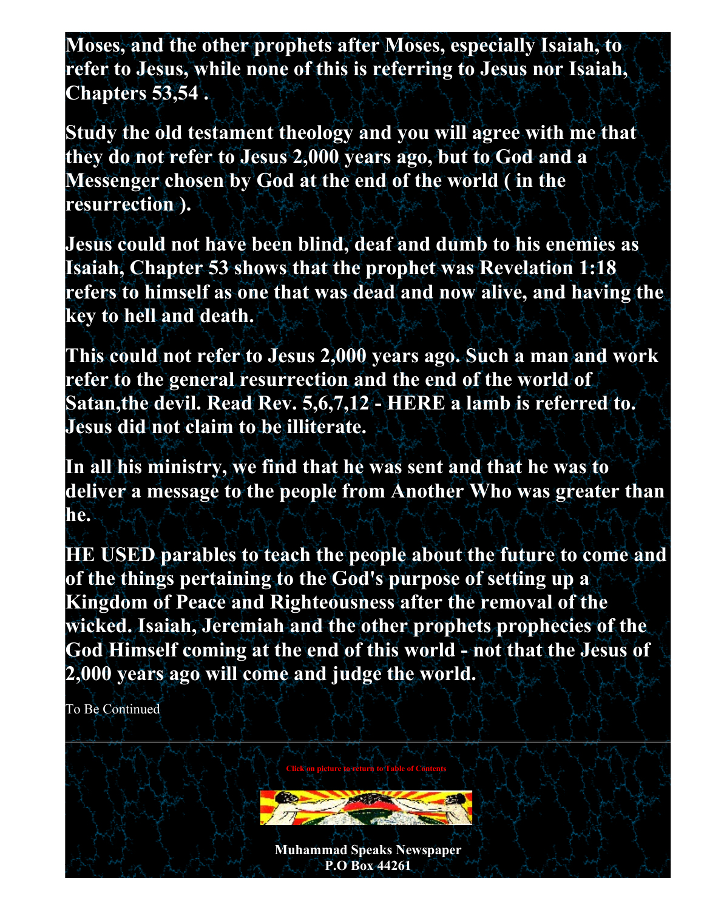**Moses, and the other prophets after Moses, especially Isaiah, to refer to Jesus, while none of this is referring to Jesus nor Isaiah, Chapters 53,54 .**

**Study the old testament theology and you will agree with me that they do not refer to Jesus 2,000 years ago, but to God and a Messenger chosen by God at the end of the world ( in the resurrection ).**

**Jesus could not have been blind, deaf and dumb to his enemies as Isaiah, Chapter 53 shows that the prophet was Revelation 1:18 refers to himself as one that was dead and now alive, and having the key to hell and death.**

**This could not refer to Jesus 2,000 years ago. Such a man and work refer to the general resurrection and the end of the world of Satan,the devil. Read Rev. 5,6,7,12 - HERE a lamb is referred to. Jesus did not claim to be illiterate.**

**In all his ministry, we find that he was sent and that he was to deliver a message to the people from Another Who was greater than he.**

**HE USED parables to teach the people about the future to come and of the things pertaining to the God's purpose of setting up a Kingdom of Peace and Righteousness after the removal of the wicked. Isaiah, Jeremiah and the other prophets prophecies of the God Himself coming at the end of this world - not that the Jesus of 2,000 years ago will come and judge the world.**

To Be Continued

---

Click on picture to return to Table of Contents

**Muhammad Speaks Newspaper**
**P.O Box 44261**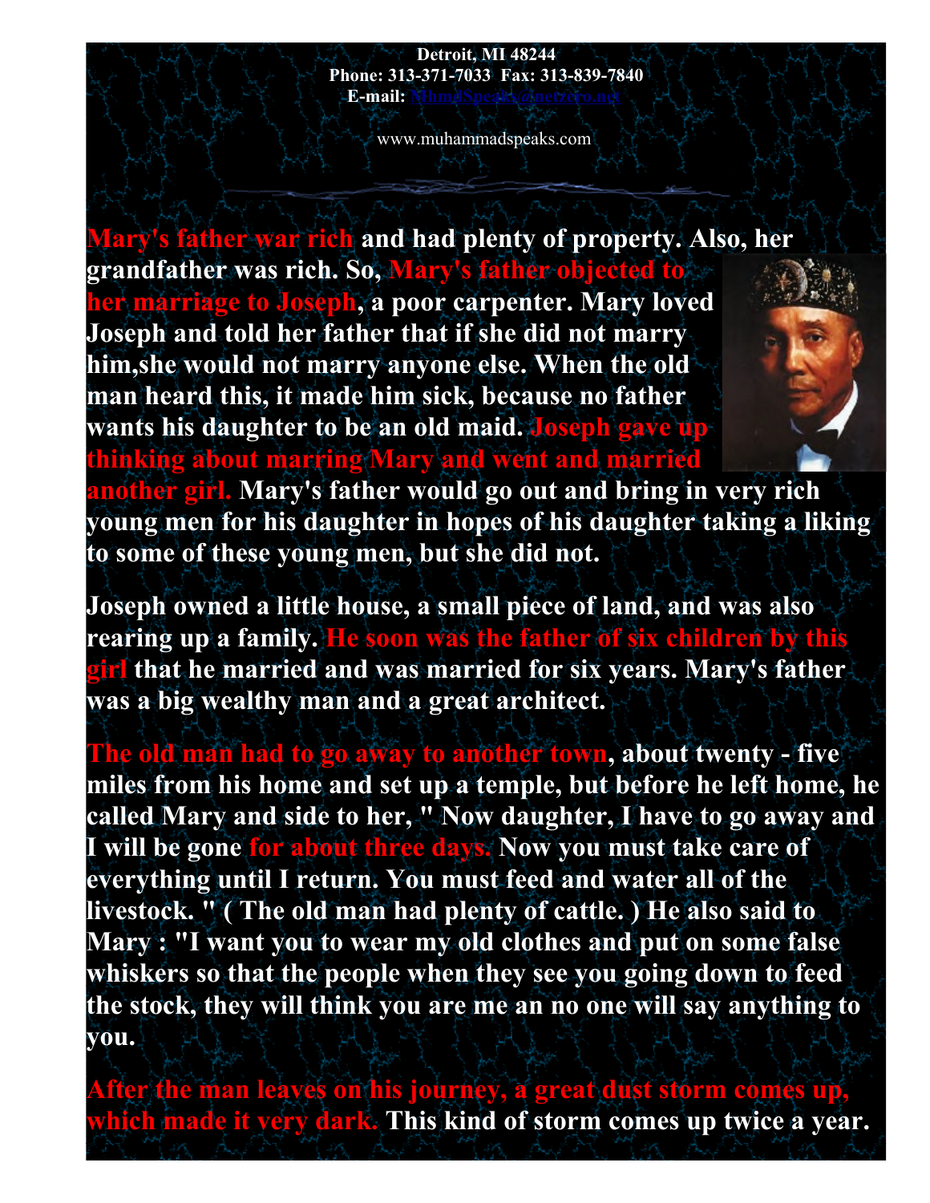Detroit, MI 48244
Phone: 313-371-7033 Fax: 313-839-7840
E-mail: MhmdSpeaks@netzero.net

www.muhammadspeaks.com

**Mary's father war rich and had plenty of property. Also, her grandfather was rich. So, Mary's father objected to her marriage to Joseph, a poor carpenter. Mary loved Joseph and told her father that if she did not marry him,she would not marry anyone else. When the old man heard this, it made him sick, because no father wants his daughter to be an old maid. Joseph gave up thinking about marring Mary and went and married another girl. Mary's father would go out and bring in very rich young men for his daughter in hopes of his daughter taking a liking to some of these young men, but she did not.**

**Joseph owned a little house, a small piece of land, and was also rearing up a family. He soon was the father of six children by this girl that he married and was married for six years. Mary's father was a big wealthy man and a great architect.**

**The old man had to go away to another town, about twenty - five miles from his home and set up a temple, but before he left home, he called Mary and side to her, " Now daughter, I have to go away and I will be gone for about three days. Now you must take care of everything until I return. You must feed and water all of the livestock. " ( The old man had plenty of cattle. ) He also said to Mary : "I want you to wear my old clothes and put on some false whiskers so that the people when they see you going down to feed the stock, they will think you are me an no one will say anything to you.**

**After the man leaves on his journey, a great dust storm comes up, which made it very dark. This kind of storm comes up twice a year.**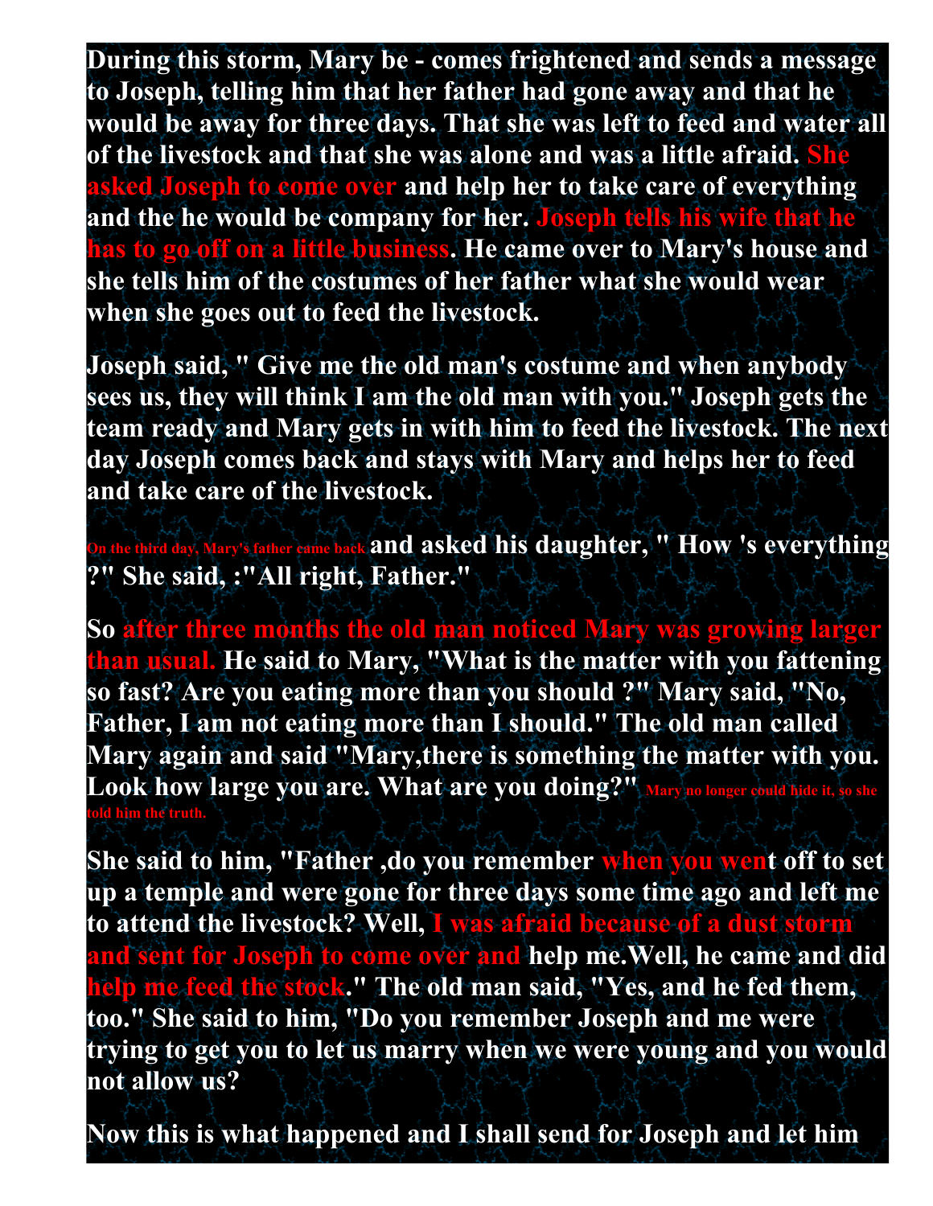During this storm, Mary be - comes frightened and sends a message to Joseph, telling him that her father had gone away and that he would be away for three days. That she was left to feed and water all of the livestock and that she was alone and was a little afraid. She asked Joseph to come over and help her to take care of everything and the he would be company for her. Joseph tells his wife that he has to go off on a little business. He came over to Mary's house and she tells him of the costumes of her father what she would wear when she goes out to feed the livestock.

Joseph said, " Give me the old man's costume and when anybody sees us, they will think I am the old man with you." Joseph gets the team ready and Mary gets in with him to feed the livestock. The next day Joseph comes back and stays with Mary and helps her to feed and take care of the livestock.

On the third day, Mary's father came back and asked his daughter, " How 's everything ?" She said, :"All right, Father."

So after three months the old man noticed Mary was growing larger than usual. He said to Mary, "What is the matter with you fattening so fast? Are you eating more than you should ?" Mary said, "No, Father, I am not eating more than I should." The old man called Mary again and said "Mary,there is something the matter with you. Look how large you are. What are you doing?" Mary no longer could hide it, so she told him the truth.

She said to him, "Father ,do you remember when you went off to set up a temple and were gone for three days some time ago and left me to attend the livestock? Well, I was afraid because of a dust storm and sent for Joseph to come over and help me.Well, he came and did help me feed the stock." The old man said, "Yes, and he fed them, too." She said to him, "Do you remember Joseph and me were trying to get you to let us marry when we were young and you would not allow us?

Now this is what happened and I shall send for Joseph and let him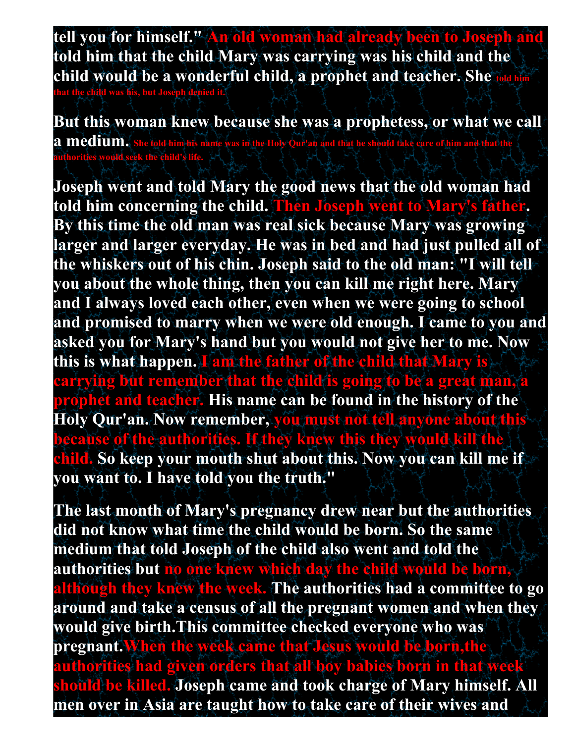tell you for himself." An old woman had already been to Joseph and told him that the child Mary was carrying was his child and the child would be a wonderful child, a prophet and teacher. She told him that the child was his, but Joseph denied it.

But this woman knew because she was a prophetess, or what we call a medium. She told him his name was in the Holy Qur'an and that he should take care of him and that the authorities would seek the child's life.

Joseph went and told Mary the good news that the old woman had told him concerning the child. Then Joseph went to Mary's father. By this time the old man was real sick because Mary was growing larger and larger everyday. He was in bed and had just pulled all of the whiskers out of his chin. Joseph said to the old man: "I will tell you about the whole thing, then you can kill me right here. Mary and I always loved each other, even when we were going to school and promised to marry when we were old enough. I came to you and asked you for Mary's hand but you would not give her to me. Now this is what happen. I am the father of the child that Mary is carrying but remember that the child is going to be a great man, a prophet and teacher. His name can be found in the history of the Holy Qur'an. Now remember, you must not tell anyone about this because of the authorities. If they knew this they would kill the child. So keep your mouth shut about this. Now you can kill me if you want to. I have told you the truth."

The last month of Mary's pregnancy drew near but the authorities did not know what time the child would be born. So the same medium that told Joseph of the child also went and told the authorities but no one knew which day the child would be born, although they knew the week. The authorities had a committee to go around and take a census of all the pregnant women and when they would give birth.This committee checked everyone who was pregnant.When the week came that Jesus would be born,the authorities had given orders that all boy babies born in that week should be killed. Joseph came and took charge of Mary himself. All men over in Asia are taught how to take care of their wives and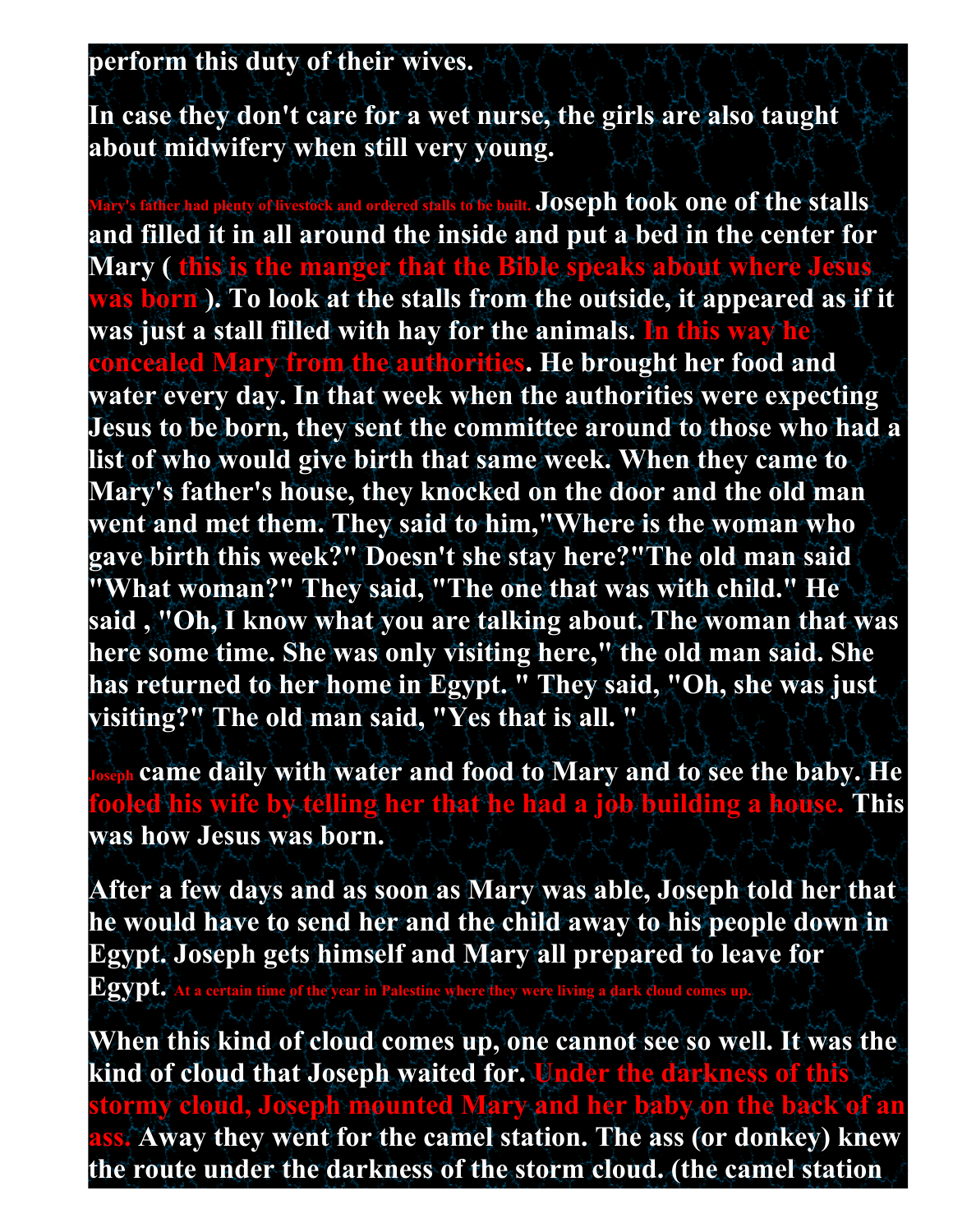**perform this duty of their wives.**

**In case they don't care for a wet nurse, the girls are also taught about midwifery when still very young.**

**Mary's father had plenty of livestock and ordered stalls to be built. Joseph took one of the stalls and filled it in all around the inside and put a bed in the center for Mary ( this is the manger that the Bible speaks about where Jesus was born ). To look at the stalls from the outside, it appeared as if it was just a stall filled with hay for the animals. In this way he concealed Mary from the authorities. He brought her food and water every day. In that week when the authorities were expecting Jesus to be born, they sent the committee around to those who had a list of who would give birth that same week. When they came to Mary's father's house, they knocked on the door and the old man went and met them. They said to him,"Where is the woman who gave birth this week?" Doesn't she stay here?"The old man said "What woman?" They said, "The one that was with child." He said , "Oh, I know what you are talking about. The woman that was here some time. She was only visiting here," the old man said. She has returned to her home in Egypt. " They said, "Oh, she was just visiting?" The old man said, "Yes that is all. "**

**Joseph came daily with water and food to Mary and to see the baby. He fooled his wife by telling her that he had a job building a house. This was how Jesus was born.**

**After a few days and as soon as Mary was able, Joseph told her that he would have to send her and the child away to his people down in Egypt. Joseph gets himself and Mary all prepared to leave for Egypt. At a certain time of the year in Palestine where they were living a dark cloud comes up.**

**When this kind of cloud comes up, one cannot see so well. It was the kind of cloud that Joseph waited for. Under the darkness of this stormy cloud, Joseph mounted Mary and her baby on the back of an ass. Away they went for the camel station. The ass (or donkey) knew the route under the darkness of the storm cloud. (the camel station**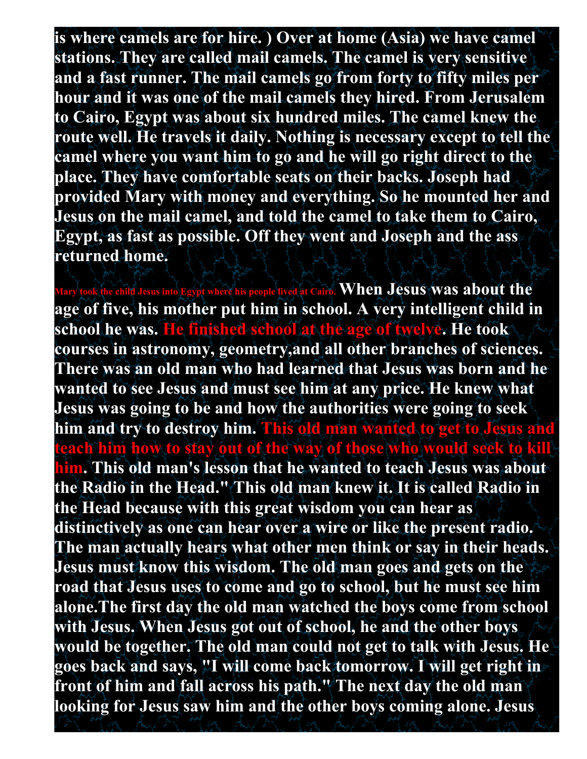**is where camels are for hire. ) Over at home (Asia) we have camel stations. They are called mail camels. The camel is very sensitive and a fast runner. The mail camels go from forty to fifty miles per hour and it was one of the mail camels they hired. From Jerusalem to Cairo, Egypt was about six hundred miles. The camel knew the route well. He travels it daily. Nothing is necessary except to tell the camel where you want him to go and he will go right direct to the place. They have comfortable seats on their backs. Joseph had provided Mary with money and everything. So he mounted her and Jesus on the mail camel, and told the camel to take them to Cairo, Egypt, as fast as possible. Off they went and Joseph and the ass returned home.**

**Mary took the child Jesus into Egypt where his people lived at Cairo. When Jesus was about the age of five, his mother put him in school. A very intelligent child in school he was. He finished school at the age of twelve. He took courses in astronomy, geometry,and all other branches of sciences. There was an old man who had learned that Jesus was born and he wanted to see Jesus and must see him at any price. He knew what Jesus was going to be and how the authorities were going to seek him and try to destroy him. This old man wanted to get to Jesus and teach him how to stay out of the way of those who would seek to kill him. This old man's lesson that he wanted to teach Jesus was about the Radio in the Head." This old man knew it. It is called Radio in the Head because with this great wisdom you can hear as distinctively as one can hear over a wire or like the present radio. The man actually hears what other men think or say in their heads. Jesus must know this wisdom. The old man goes and gets on the road that Jesus uses to come and go to school, but he must see him alone.The first day the old man watched the boys come from school with Jesus. When Jesus got out of school, he and the other boys would be together. The old man could not get to talk with Jesus. He goes back and says, "I will come back tomorrow. I will get right in front of him and fall across his path." The next day the old man looking for Jesus saw him and the other boys coming alone. Jesus**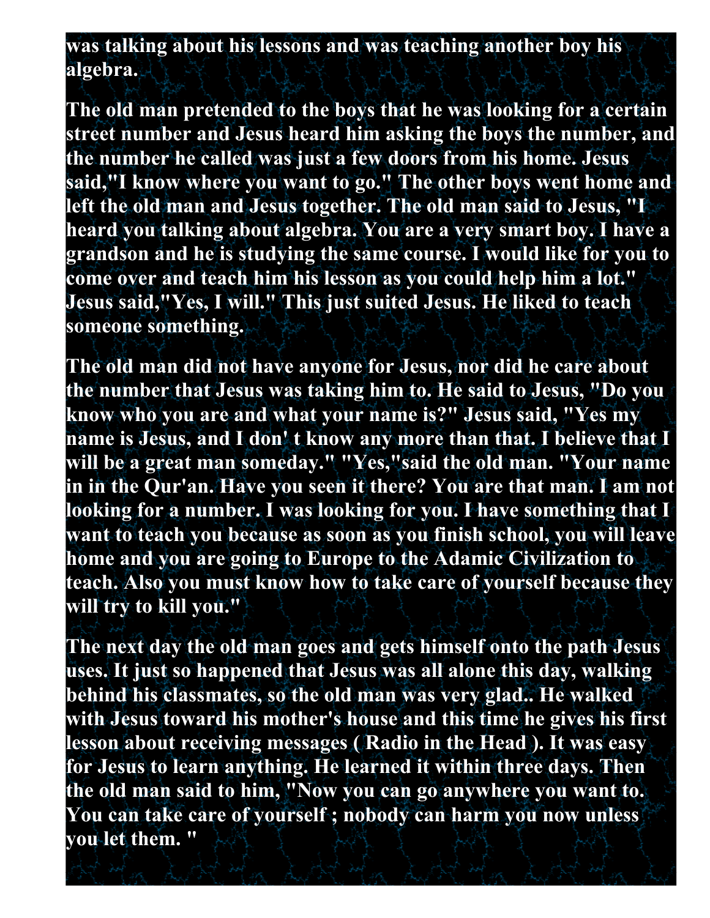was talking about his lessons and was teaching another boy his algebra.

The old man pretended to the boys that he was looking for a certain street number and Jesus heard him asking the boys the number, and the number he called was just a few doors from his home. Jesus said,"I know where you want to go." The other boys went home and left the old man and Jesus together. The old man said to Jesus, "I heard you talking about algebra. You are a very smart boy. I have a grandson and he is studying the same course. I would like for you to come over and teach him his lesson as you could help him a lot." Jesus said,"Yes, I will." This just suited Jesus. He liked to teach someone something.

The old man did not have anyone for Jesus, nor did he care about the number that Jesus was taking him to. He said to Jesus, "Do you know who you are and what your name is?" Jesus said, "Yes my name is Jesus, and I don' t know any more than that. I believe that I will be a great man someday." "Yes,"said the old man. "Your name in in the Qur'an. Have you seen it there? You are that man. I am not looking for a number. I was looking for you. I have something that I want to teach you because as soon as you finish school, you will leave home and you are going to Europe to the Adamic Civilization to teach. Also you must know how to take care of yourself because they will try to kill you."

The next day the old man goes and gets himself onto the path Jesus uses. It just so happened that Jesus was all alone this day, walking behind his classmates, so the old man was very glad.. He walked with Jesus toward his mother's house and this time he gives his first lesson about receiving messages ( Radio in the Head ). It was easy for Jesus to learn anything. He learned it within three days. Then the old man said to him, "Now you can go anywhere you want to. You can take care of yourself ; nobody can harm you now unless you let them. "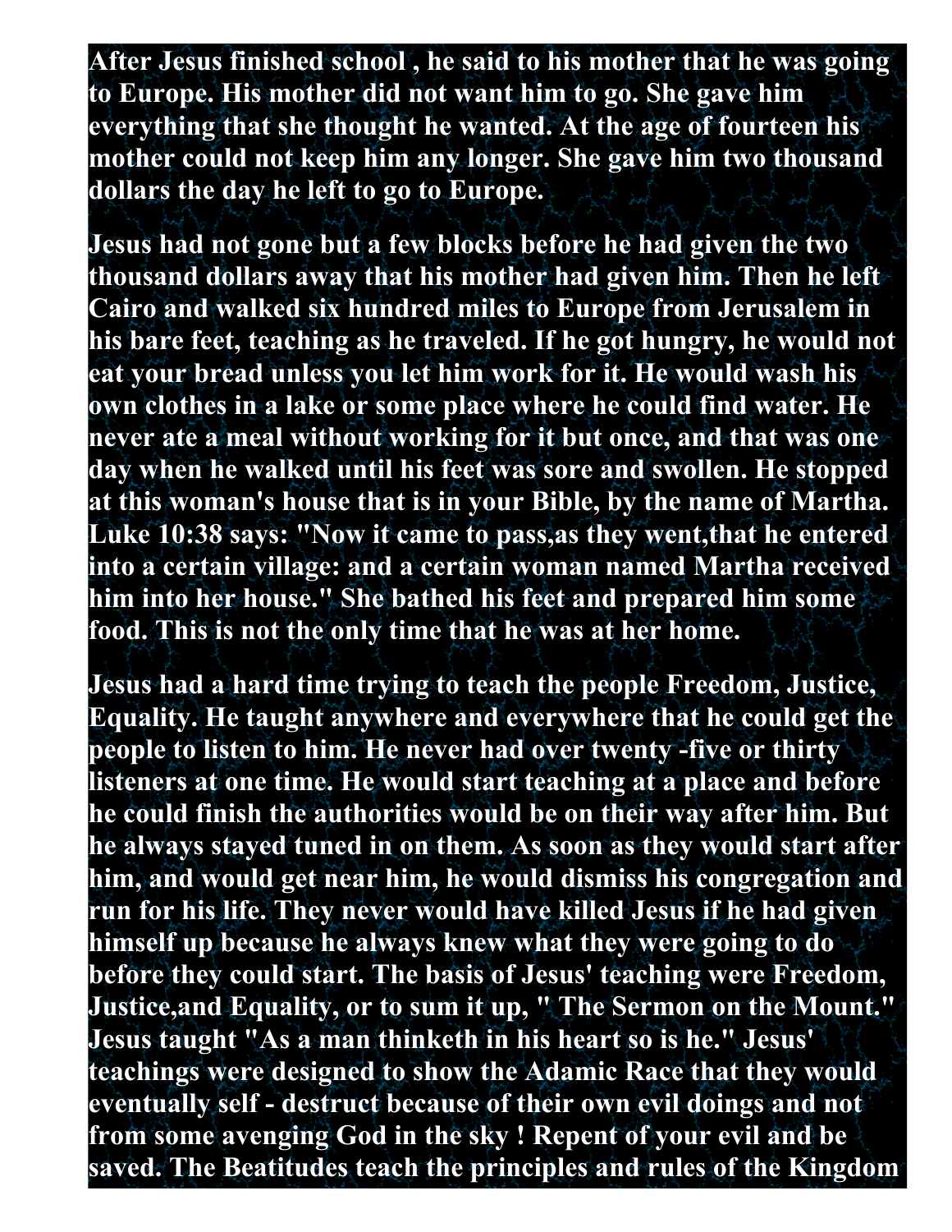**After Jesus finished school , he said to his mother that he was going to Europe. His mother did not want him to go. She gave him everything that she thought he wanted. At the age of fourteen his mother could not keep him any longer. She gave him two thousand dollars the day he left to go to Europe.**

**Jesus had not gone but a few blocks before he had given the two thousand dollars away that his mother had given him. Then he left Cairo and walked six hundred miles to Europe from Jerusalem in his bare feet, teaching as he traveled. If he got hungry, he would not eat your bread unless you let him work for it. He would wash his own clothes in a lake or some place where he could find water. He never ate a meal without working for it but once, and that was one day when he walked until his feet was sore and swollen. He stopped at this woman's house that is in your Bible, by the name of Martha. Luke 10:38 says: "Now it came to pass,as they went,that he entered into a certain village: and a certain woman named Martha received him into her house." She bathed his feet and prepared him some food. This is not the only time that he was at her home.**

**Jesus had a hard time trying to teach the people Freedom, Justice, Equality. He taught anywhere and everywhere that he could get the people to listen to him. He never had over twenty -five or thirty listeners at one time. He would start teaching at a place and before he could finish the authorities would be on their way after him. But he always stayed tuned in on them. As soon as they would start after him, and would get near him, he would dismiss his congregation and run for his life. They never would have killed Jesus if he had given himself up because he always knew what they were going to do before they could start. The basis of Jesus' teaching were Freedom, Justice,and Equality, or to sum it up, " The Sermon on the Mount." Jesus taught "As a man thinketh in his heart so is he." Jesus' teachings were designed to show the Adamic Race that they would eventually self - destruct because of their own evil doings and not from some avenging God in the sky ! Repent of your evil and be saved. The Beatitudes teach the principles and rules of the Kingdom**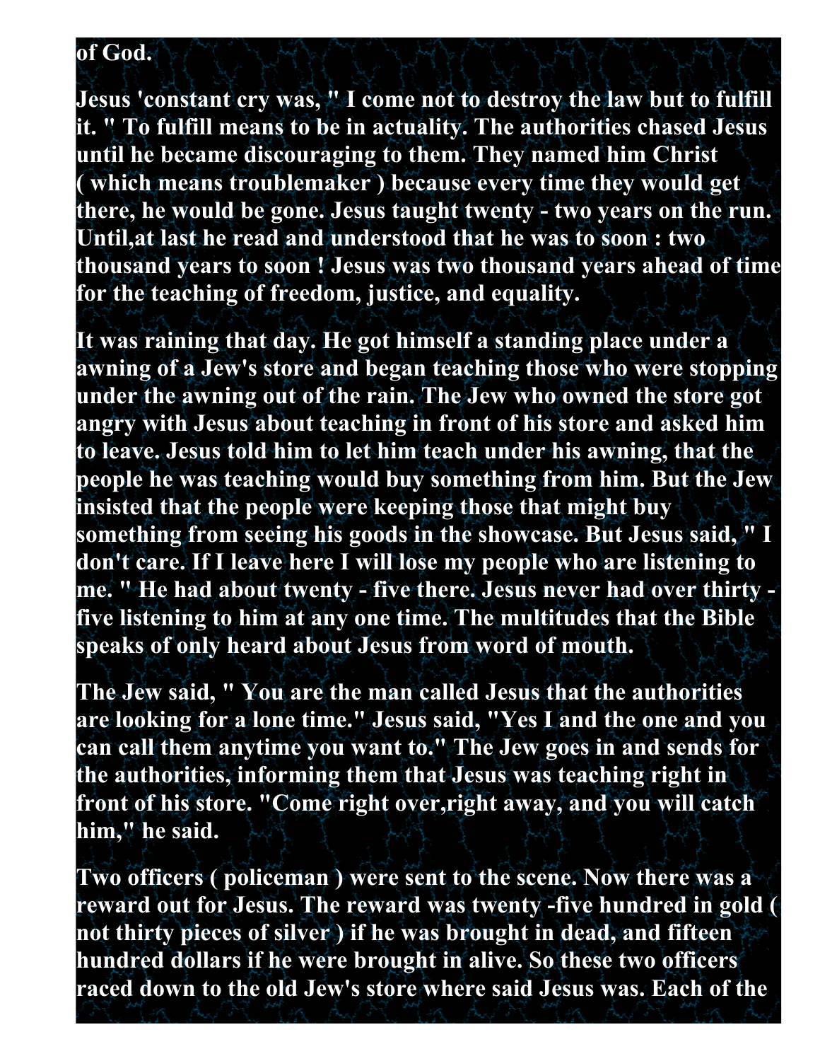**of God.**

**Jesus 'constant cry was, " I come not to destroy the law but to fulfill it. " To fulfill means to be in actuality. The authorities chased Jesus until he became discouraging to them. They named him Christ ( which means troublemaker ) because every time they would get there, he would be gone. Jesus taught twenty - two years on the run. Until,at last he read and understood that he was to soon : two thousand years to soon ! Jesus was two thousand years ahead of time for the teaching of freedom, justice, and equality.**

**It was raining that day. He got himself a standing place under a awning of a Jew's store and began teaching those who were stopping under the awning out of the rain. The Jew who owned the store got angry with Jesus about teaching in front of his store and asked him to leave. Jesus told him to let him teach under his awning, that the people he was teaching would buy something from him. But the Jew insisted that the people were keeping those that might buy something from seeing his goods in the showcase. But Jesus said, " I don't care. If I leave here I will lose my people who are listening to me. " He had about twenty - five there. Jesus never had over thirty - five listening to him at any one time. The multitudes that the Bible speaks of only heard about Jesus from word of mouth.**

**The Jew said, " You are the man called Jesus that the authorities are looking for a lone time." Jesus said, "Yes I and the one and you can call them anytime you want to." The Jew goes in and sends for the authorities, informing them that Jesus was teaching right in front of his store. "Come right over,right away, and you will catch him," he said.**

**Two officers ( policeman ) were sent to the scene. Now there was a reward out for Jesus. The reward was twenty -five hundred in gold ( not thirty pieces of silver ) if he was brought in dead, and fifteen hundred dollars if he were brought in alive. So these two officers raced down to the old Jew's store where said Jesus was. Each of the**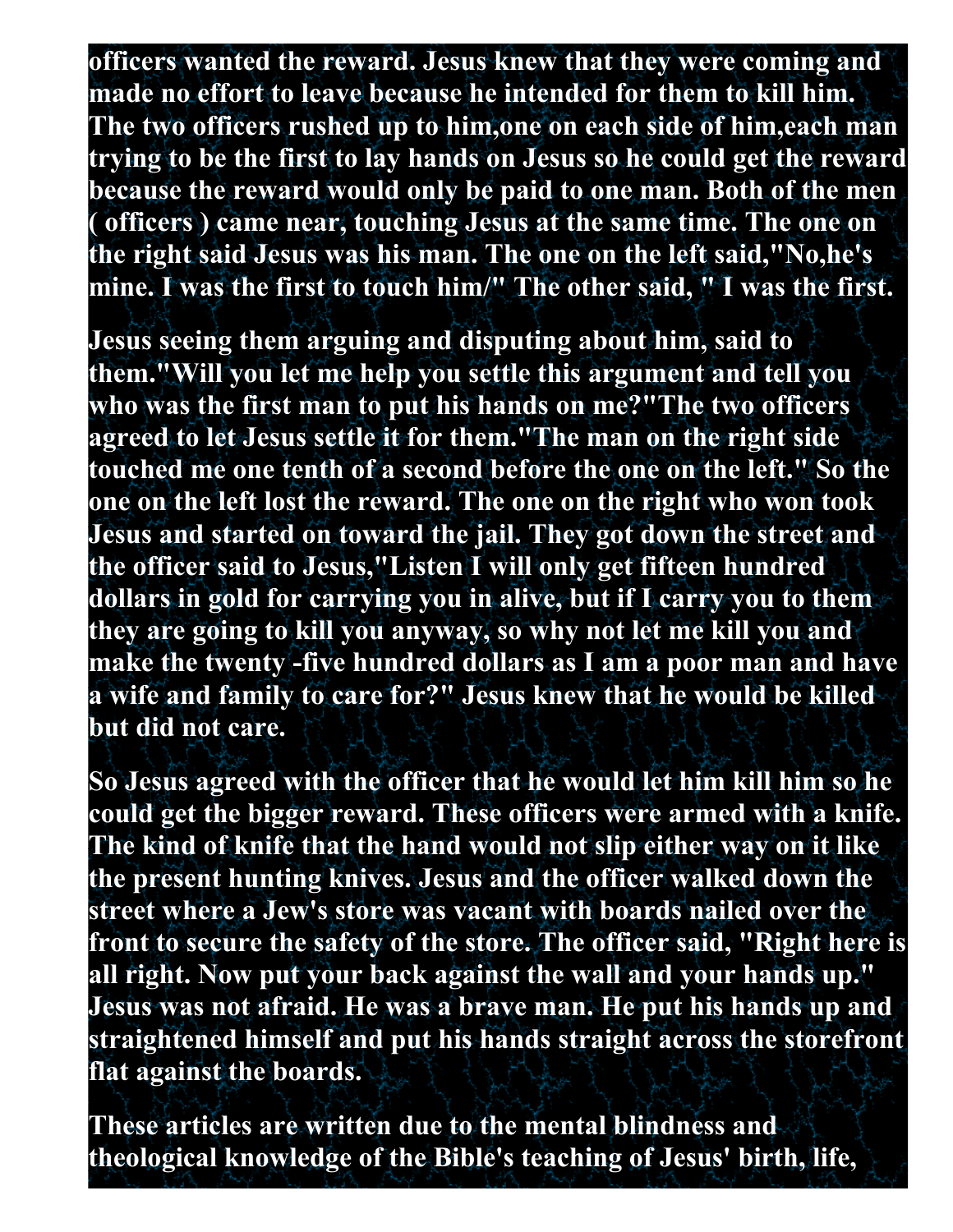**officers wanted the reward. Jesus knew that they were coming and made no effort to leave because he intended for them to kill him. The two officers rushed up to him,one on each side of him,each man trying to be the first to lay hands on Jesus so he could get the reward because the reward would only be paid to one man. Both of the men ( officers ) came near, touching Jesus at the same time. The one on the right said Jesus was his man. The one on the left said,"No,he's mine. I was the first to touch him/" The other said, " I was the first.**

**Jesus seeing them arguing and disputing about him, said to them."Will you let me help you settle this argument and tell you who was the first man to put his hands on me?"The two officers agreed to let Jesus settle it for them."The man on the right side touched me one tenth of a second before the one on the left." So the one on the left lost the reward. The one on the right who won took Jesus and started on toward the jail. They got down the street and the officer said to Jesus,"Listen I will only get fifteen hundred dollars in gold for carrying you in alive, but if I carry you to them they are going to kill you anyway, so why not let me kill you and make the twenty -five hundred dollars as I am a poor man and have a wife and family to care for?" Jesus knew that he would be killed but did not care.**

**So Jesus agreed with the officer that he would let him kill him so he could get the bigger reward. These officers were armed with a knife. The kind of knife that the hand would not slip either way on it like the present hunting knives. Jesus and the officer walked down the street where a Jew's store was vacant with boards nailed over the front to secure the safety of the store. The officer said, "Right here is all right. Now put your back against the wall and your hands up." Jesus was not afraid. He was a brave man. He put his hands up and straightened himself and put his hands straight across the storefront flat against the boards.**

**These articles are written due to the mental blindness and theological knowledge of the Bible's teaching of Jesus' birth, life,**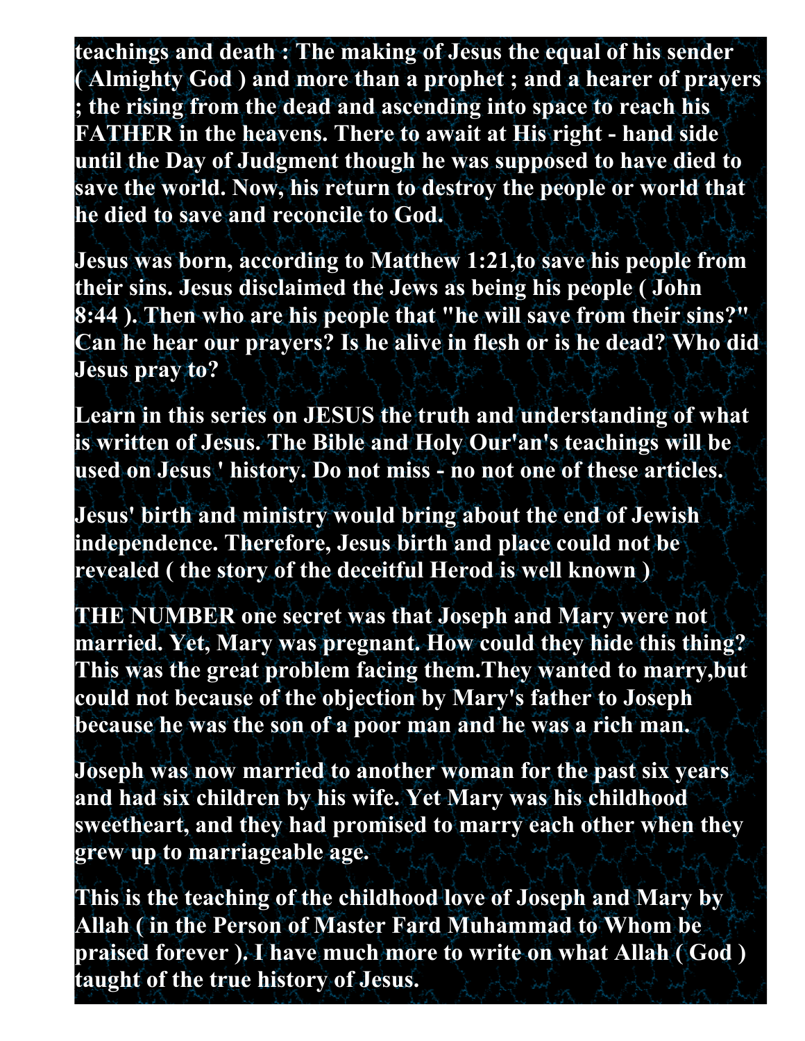**teachings and death : The making of Jesus the equal of his sender ( Almighty God ) and more than a prophet ; and a hearer of prayers ; the rising from the dead and ascending into space to reach his FATHER in the heavens. There to await at His right - hand side until the Day of Judgment though he was supposed to have died to save the world. Now, his return to destroy the people or world that he died to save and reconcile to God.**

**Jesus was born, according to Matthew 1:21,to save his people from their sins. Jesus disclaimed the Jews as being his people ( John 8:44 ). Then who are his people that "he will save from their sins?" Can he hear our prayers? Is he alive in flesh or is he dead? Who did Jesus pray to?**

**Learn in this series on JESUS the truth and understanding of what is written of Jesus. The Bible and Holy Our'an's teachings will be used on Jesus ' history. Do not miss - no not one of these articles.**

**Jesus' birth and ministry would bring about the end of Jewish independence. Therefore, Jesus birth and place could not be revealed ( the story of the deceitful Herod is well known )**

**THE NUMBER one secret was that Joseph and Mary were not married. Yet, Mary was pregnant. How could they hide this thing? This was the great problem facing them.They wanted to marry,but could not because of the objection by Mary's father to Joseph because he was the son of a poor man and he was a rich man.**

**Joseph was now married to another woman for the past six years and had six children by his wife. Yet Mary was his childhood sweetheart, and they had promised to marry each other when they grew up to marriageable age.**

**This is the teaching of the childhood love of Joseph and Mary by Allah ( in the Person of Master Fard Muhammad to Whom be praised forever ). I have much more to write on what Allah ( God ) taught of the true history of Jesus.**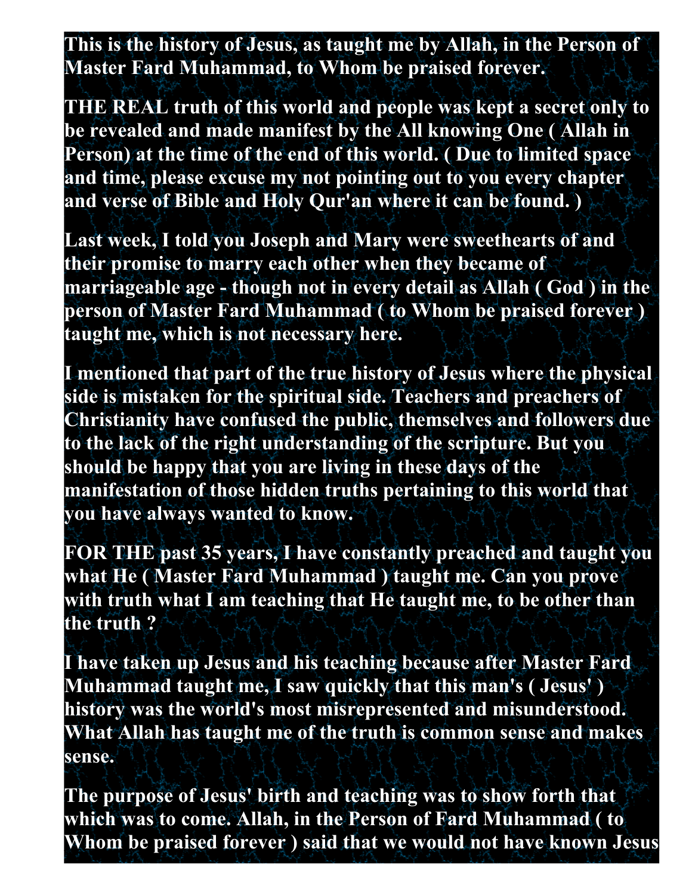This is the history of Jesus, as taught me by Allah, in the Person of Master Fard Muhammad, to Whom be praised forever.

THE REAL truth of this world and people was kept a secret only to be revealed and made manifest by the All knowing One ( Allah in Person) at the time of the end of this world. ( Due to limited space and time, please excuse my not pointing out to you every chapter and verse of Bible and Holy Qur'an where it can be found. )

Last week, I told you Joseph and Mary were sweethearts of and their promise to marry each other when they became of marriageable age - though not in every detail as Allah ( God ) in the person of Master Fard Muhammad ( to Whom be praised forever ) taught me, which is not necessary here.

I mentioned that part of the true history of Jesus where the physical side is mistaken for the spiritual side. Teachers and preachers of Christianity have confused the public, themselves and followers due to the lack of the right understanding of the scripture. But you should be happy that you are living in these days of the manifestation of those hidden truths pertaining to this world that you have always wanted to know.

FOR THE past 35 years, I have constantly preached and taught you what He ( Master Fard Muhammad ) taught me. Can you prove with truth what I am teaching that He taught me, to be other than the truth ?

I have taken up Jesus and his teaching because after Master Fard Muhammad taught me, I saw quickly that this man's ( Jesus' ) history was the world's most misrepresented and misunderstood. What Allah has taught me of the truth is common sense and makes sense.

The purpose of Jesus' birth and teaching was to show forth that which was to come. Allah, in the Person of Fard Muhammad ( to Whom be praised forever ) said that we would not have known Jesus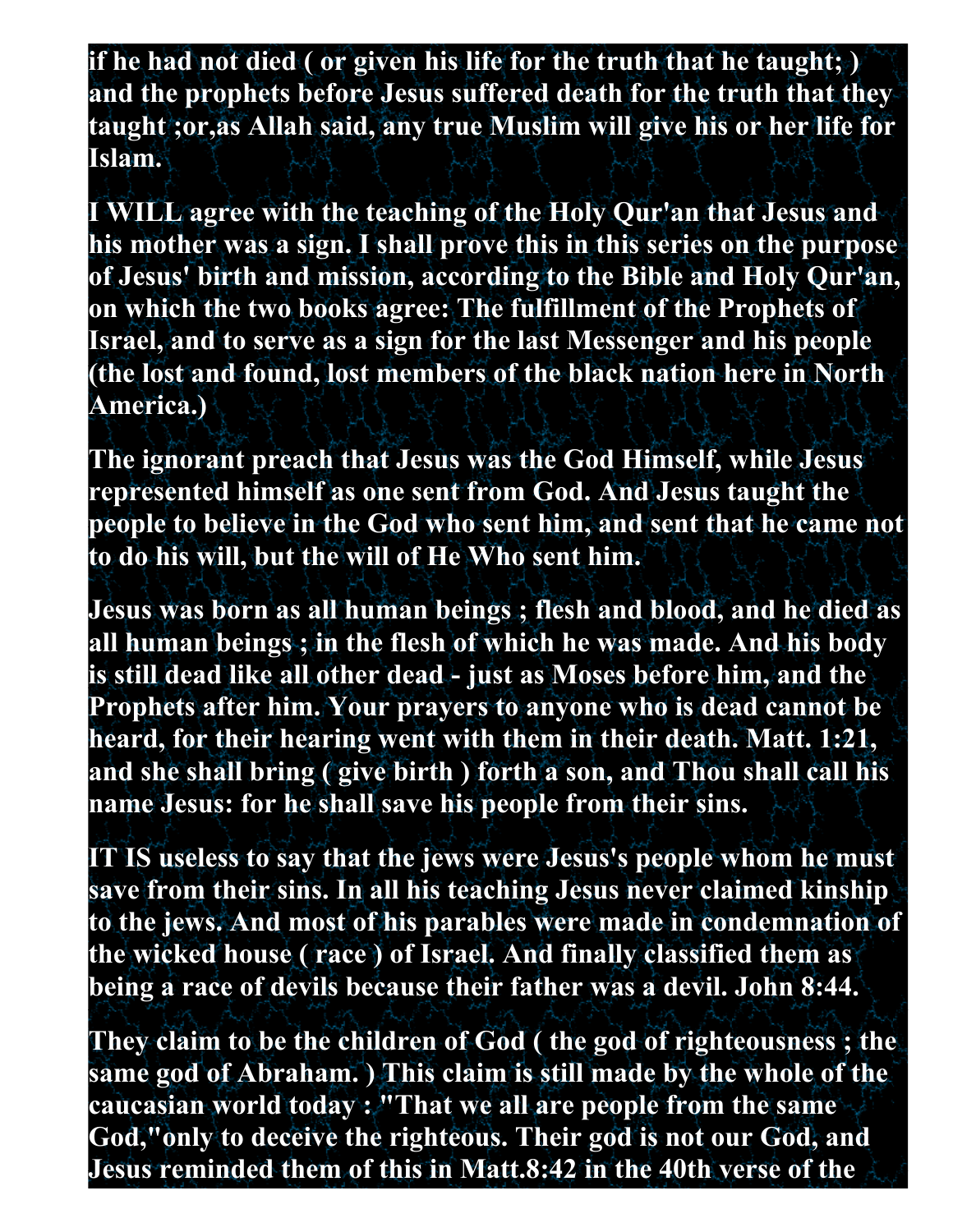**if he had not died ( or given his life for the truth that he taught; ) and the prophets before Jesus suffered death for the truth that they taught ;or,as Allah said, any true Muslim will give his or her life for Islam.**

**I WILL agree with the teaching of the Holy Qur'an that Jesus and his mother was a sign. I shall prove this in this series on the purpose of Jesus' birth and mission, according to the Bible and Holy Qur'an, on which the two books agree: The fulfillment of the Prophets of Israel, and to serve as a sign for the last Messenger and his people (the lost and found, lost members of the black nation here in North America.)**

**The ignorant preach that Jesus was the God Himself, while Jesus represented himself as one sent from God. And Jesus taught the people to believe in the God who sent him, and sent that he came not to do his will, but the will of He Who sent him.**

**Jesus was born as all human beings ; flesh and blood, and he died as all human beings ; in the flesh of which he was made. And his body is still dead like all other dead - just as Moses before him, and the Prophets after him. Your prayers to anyone who is dead cannot be heard, for their hearing went with them in their death. Matt. 1:21, and she shall bring ( give birth ) forth a son, and Thou shall call his name Jesus: for he shall save his people from their sins.**

**IT IS useless to say that the jews were Jesus's people whom he must save from their sins. In all his teaching Jesus never claimed kinship to the jews. And most of his parables were made in condemnation of the wicked house ( race ) of Israel. And finally classified them as being a race of devils because their father was a devil. John 8:44.**

**They claim to be the children of God ( the god of righteousness ; the same god of Abraham. ) This claim is still made by the whole of the caucasian world today : "That we all are people from the same God,"only to deceive the righteous. Their god is not our God, and Jesus reminded them of this in Matt.8:42 in the 40th verse of the**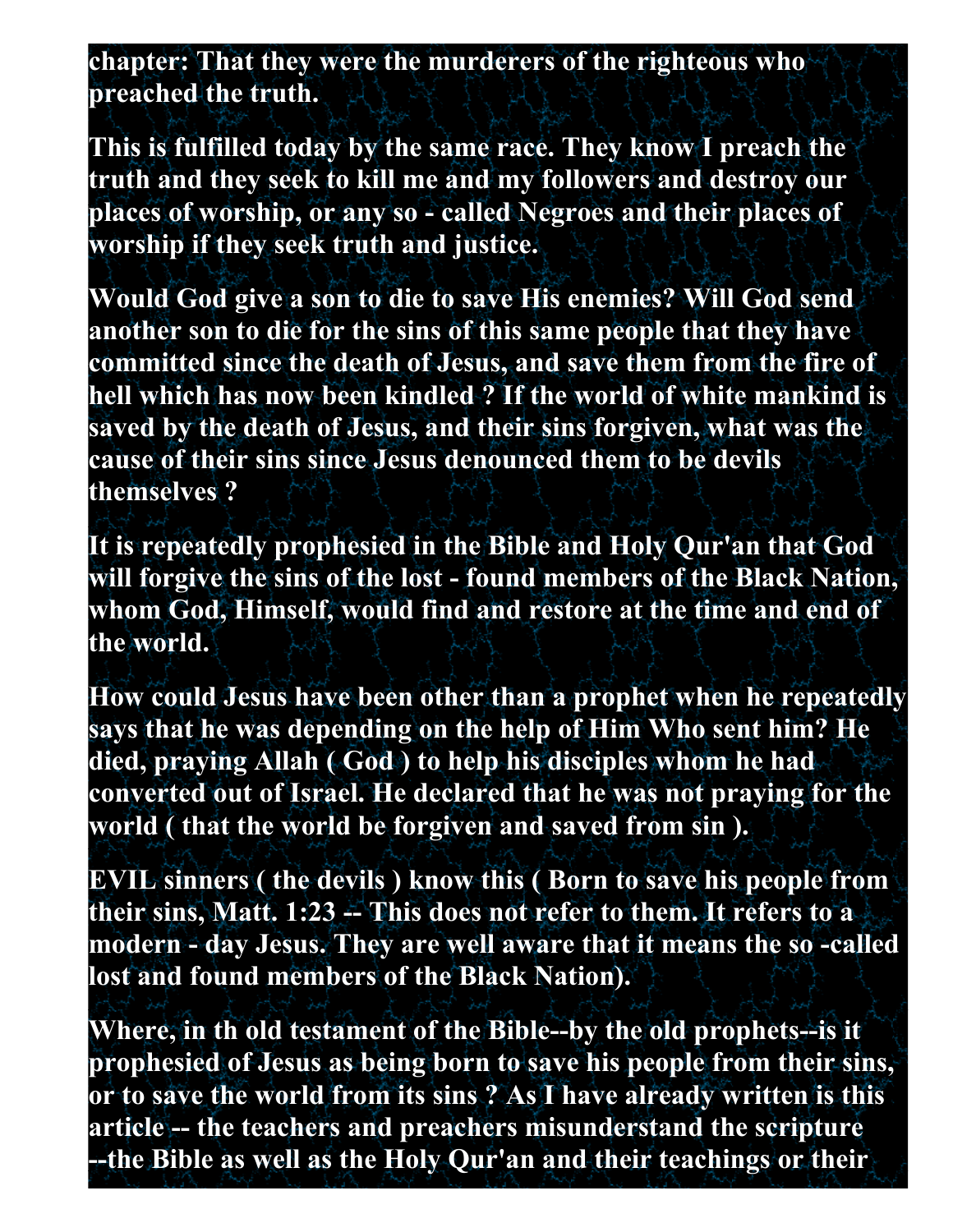**chapter: That they were the murderers of the righteous who preached the truth.**

**This is fulfilled today by the same race. They know I preach the truth and they seek to kill me and my followers and destroy our places of worship, or any so - called Negroes and their places of worship if they seek truth and justice.**

**Would God give a son to die to save His enemies? Will God send another son to die for the sins of this same people that they have committed since the death of Jesus, and save them from the fire of hell which has now been kindled ? If the world of white mankind is saved by the death of Jesus, and their sins forgiven, what was the cause of their sins since Jesus denounced them to be devils themselves ?**

**It is repeatedly prophesied in the Bible and Holy Qur'an that God will forgive the sins of the lost - found members of the Black Nation, whom God, Himself, would find and restore at the time and end of the world.**

**How could Jesus have been other than a prophet when he repeatedly says that he was depending on the help of Him Who sent him? He died, praying Allah ( God ) to help his disciples whom he had converted out of Israel. He declared that he was not praying for the world ( that the world be forgiven and saved from sin ).**

**EVIL sinners ( the devils ) know this ( Born to save his people from their sins, Matt. 1:23 -- This does not refer to them. It refers to a modern - day Jesus. They are well aware that it means the so -called lost and found members of the Black Nation).**

**Where, in th old testament of the Bible--by the old prophets--is it prophesied of Jesus as being born to save his people from their sins, or to save the world from its sins ? As I have already written is this article -- the teachers and preachers misunderstand the scripture --the Bible as well as the Holy Qur'an and their teachings or their**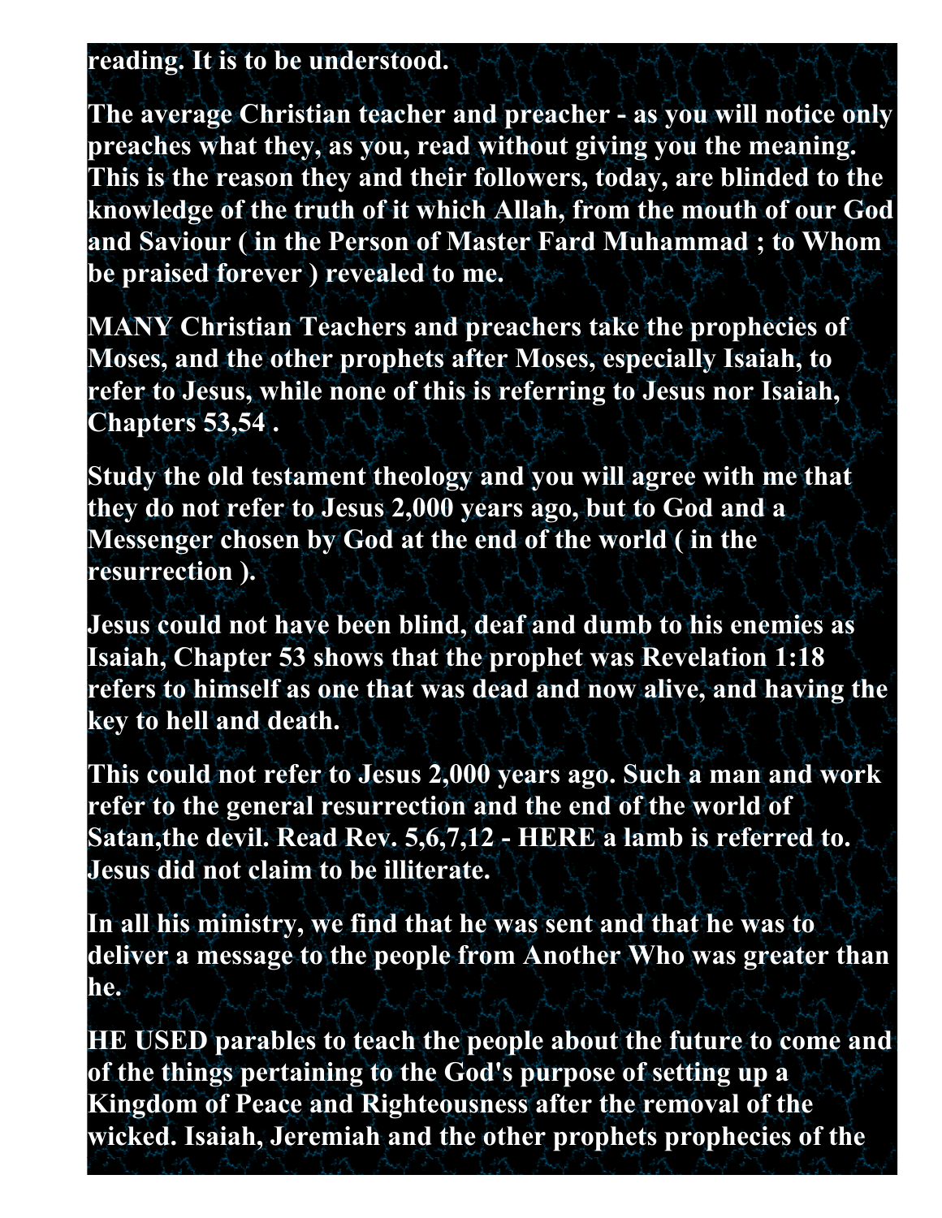**reading. It is to be understood.**

**The average Christian teacher and preacher - as you will notice only preaches what they, as you, read without giving you the meaning. This is the reason they and their followers, today, are blinded to the knowledge of the truth of it which Allah, from the mouth of our God and Saviour ( in the Person of Master Fard Muhammad ; to Whom be praised forever ) revealed to me.**

**MANY Christian Teachers and preachers take the prophecies of Moses, and the other prophets after Moses, especially Isaiah, to refer to Jesus, while none of this is referring to Jesus nor Isaiah, Chapters 53,54 .**

**Study the old testament theology and you will agree with me that they do not refer to Jesus 2,000 years ago, but to God and a Messenger chosen by God at the end of the world ( in the resurrection ).**

**Jesus could not have been blind, deaf and dumb to his enemies as Isaiah, Chapter 53 shows that the prophet was Revelation 1:18 refers to himself as one that was dead and now alive, and having the key to hell and death.**

**This could not refer to Jesus 2,000 years ago. Such a man and work refer to the general resurrection and the end of the world of Satan,the devil. Read Rev. 5,6,7,12 - HERE a lamb is referred to. Jesus did not claim to be illiterate.**

**In all his ministry, we find that he was sent and that he was to deliver a message to the people from Another Who was greater than he.**

**HE USED parables to teach the people about the future to come and of the things pertaining to the God's purpose of setting up a Kingdom of Peace and Righteousness after the removal of the wicked. Isaiah, Jeremiah and the other prophets prophecies of the**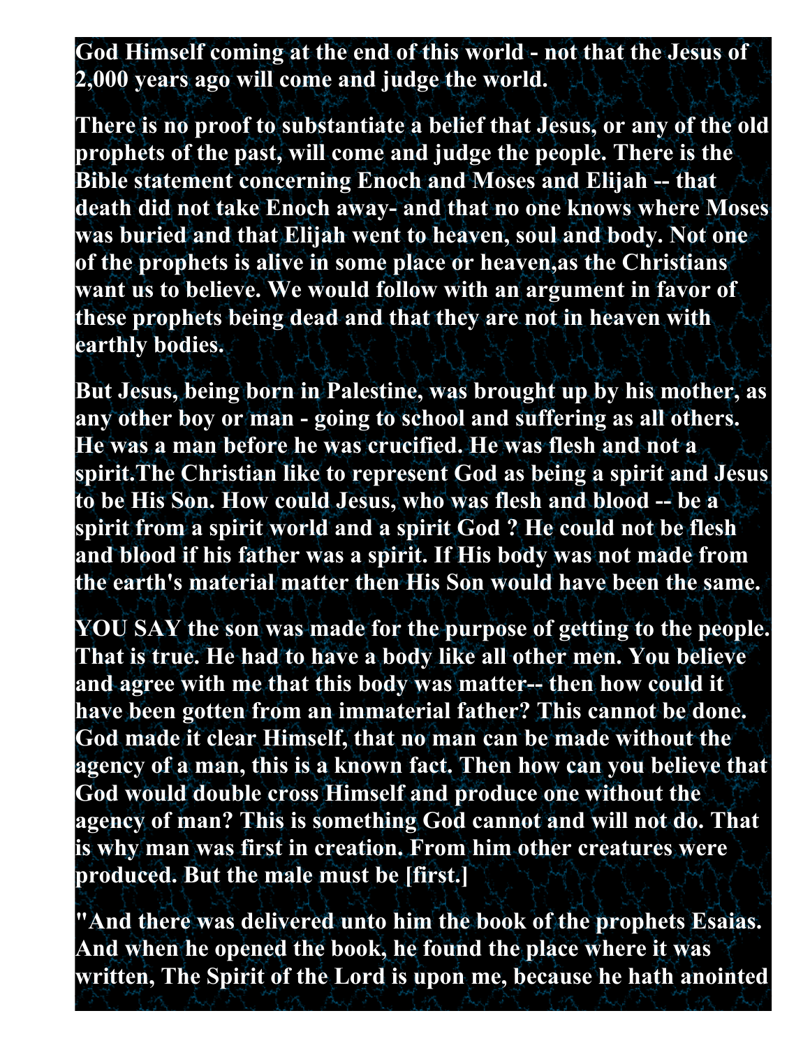**God Himself coming at the end of this world - not that the Jesus of 2,000 years ago will come and judge the world.**

**There is no proof to substantiate a belief that Jesus, or any of the old prophets of the past, will come and judge the people. There is the Bible statement concerning Enoch and Moses and Elijah -- that death did not take Enoch away- and that no one knows where Moses was buried and that Elijah went to heaven, soul and body. Not one of the prophets is alive in some place or heaven,as the Christians want us to believe. We would follow with an argument in favor of these prophets being dead and that they are not in heaven with earthly bodies.**

**But Jesus, being born in Palestine, was brought up by his mother, as any other boy or man - going to school and suffering as all others. He was a man before he was crucified. He was flesh and not a spirit.The Christian like to represent God as being a spirit and Jesus to be His Son. How could Jesus, who was flesh and blood -- be a spirit from a spirit world and a spirit God ? He could not be flesh and blood if his father was a spirit. If His body was not made from the earth's material matter then His Son would have been the same.**

**YOU SAY the son was made for the purpose of getting to the people. That is true. He had to have a body like all other men. You believe and agree with me that this body was matter-- then how could it have been gotten from an immaterial father? This cannot be done. God made it clear Himself, that no man can be made without the agency of a man, this is a known fact. Then how can you believe that God would double cross Himself and produce one without the agency of man? This is something God cannot and will not do. That is why man was first in creation. From him other creatures were produced. But the male must be [first.]**

**"And there was delivered unto him the book of the prophets Esaias. And when he opened the book, he found the place where it was written, The Spirit of the Lord is upon me, because he hath anointed**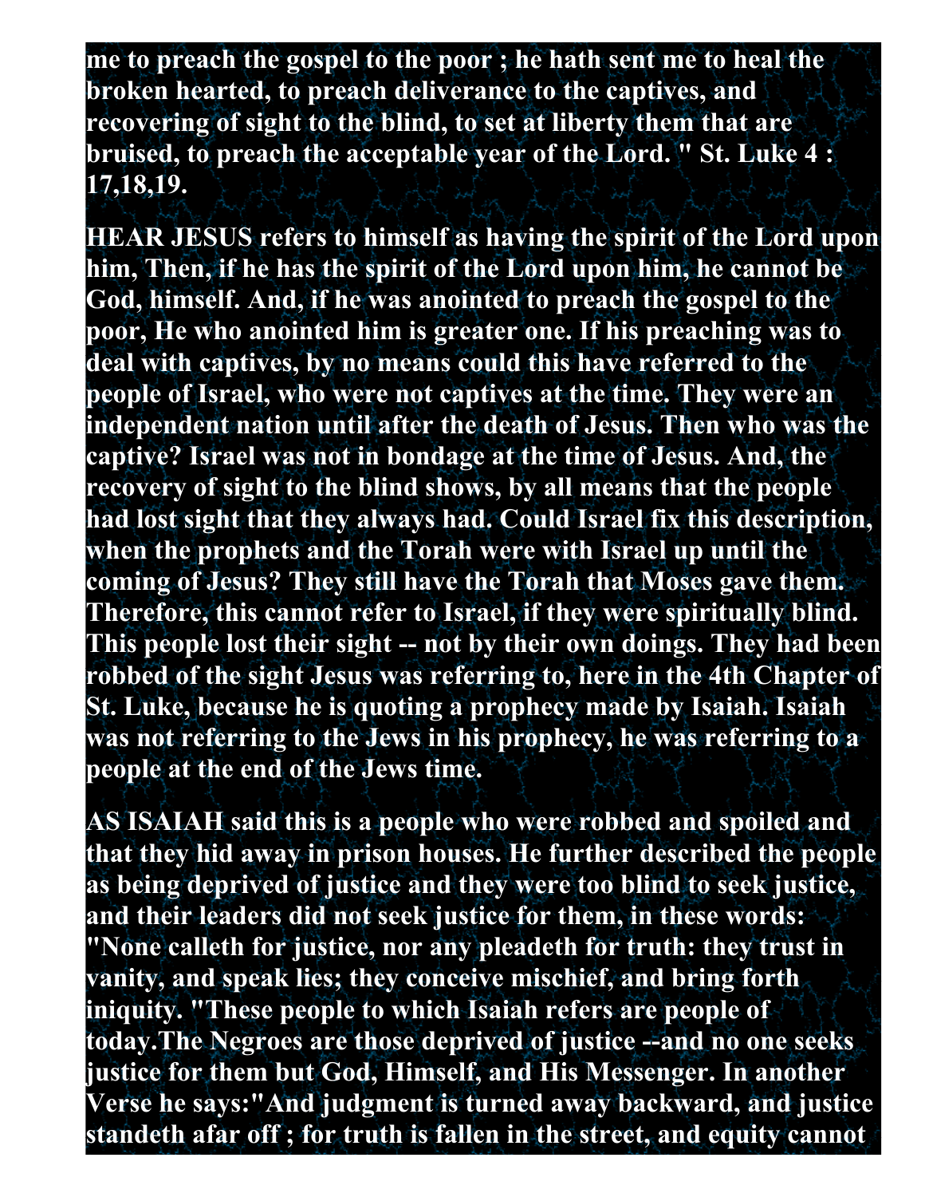**me to preach the gospel to the poor ; he hath sent me to heal the broken hearted, to preach deliverance to the captives, and recovering of sight to the blind, to set at liberty them that are bruised, to preach the acceptable year of the Lord. " St. Luke 4 : 17,18,19.**

**HEAR JESUS refers to himself as having the spirit of the Lord upon him, Then, if he has the spirit of the Lord upon him, he cannot be God, himself. And, if he was anointed to preach the gospel to the poor, He who anointed him is greater one. If his preaching was to deal with captives, by no means could this have referred to the people of Israel, who were not captives at the time. They were an independent nation until after the death of Jesus. Then who was the captive? Israel was not in bondage at the time of Jesus. And, the recovery of sight to the blind shows, by all means that the people had lost sight that they always had. Could Israel fix this description, when the prophets and the Torah were with Israel up until the coming of Jesus? They still have the Torah that Moses gave them. Therefore, this cannot refer to Israel, if they were spiritually blind. This people lost their sight -- not by their own doings. They had been robbed of the sight Jesus was referring to, here in the 4th Chapter of St. Luke, because he is quoting a prophecy made by Isaiah. Isaiah was not referring to the Jews in his prophecy, he was referring to a people at the end of the Jews time.**

**AS ISAIAH said this is a people who were robbed and spoiled and that they hid away in prison houses. He further described the people as being deprived of justice and they were too blind to seek justice, and their leaders did not seek justice for them, in these words: "None calleth for justice, nor any pleadeth for truth: they trust in vanity, and speak lies; they conceive mischief, and bring forth iniquity. "These people to which Isaiah refers are people of today.The Negroes are those deprived of justice --and no one seeks justice for them but God, Himself, and His Messenger. In another Verse he says:"And judgment is turned away backward, and justice standeth afar off ; for truth is fallen in the street, and equity cannot**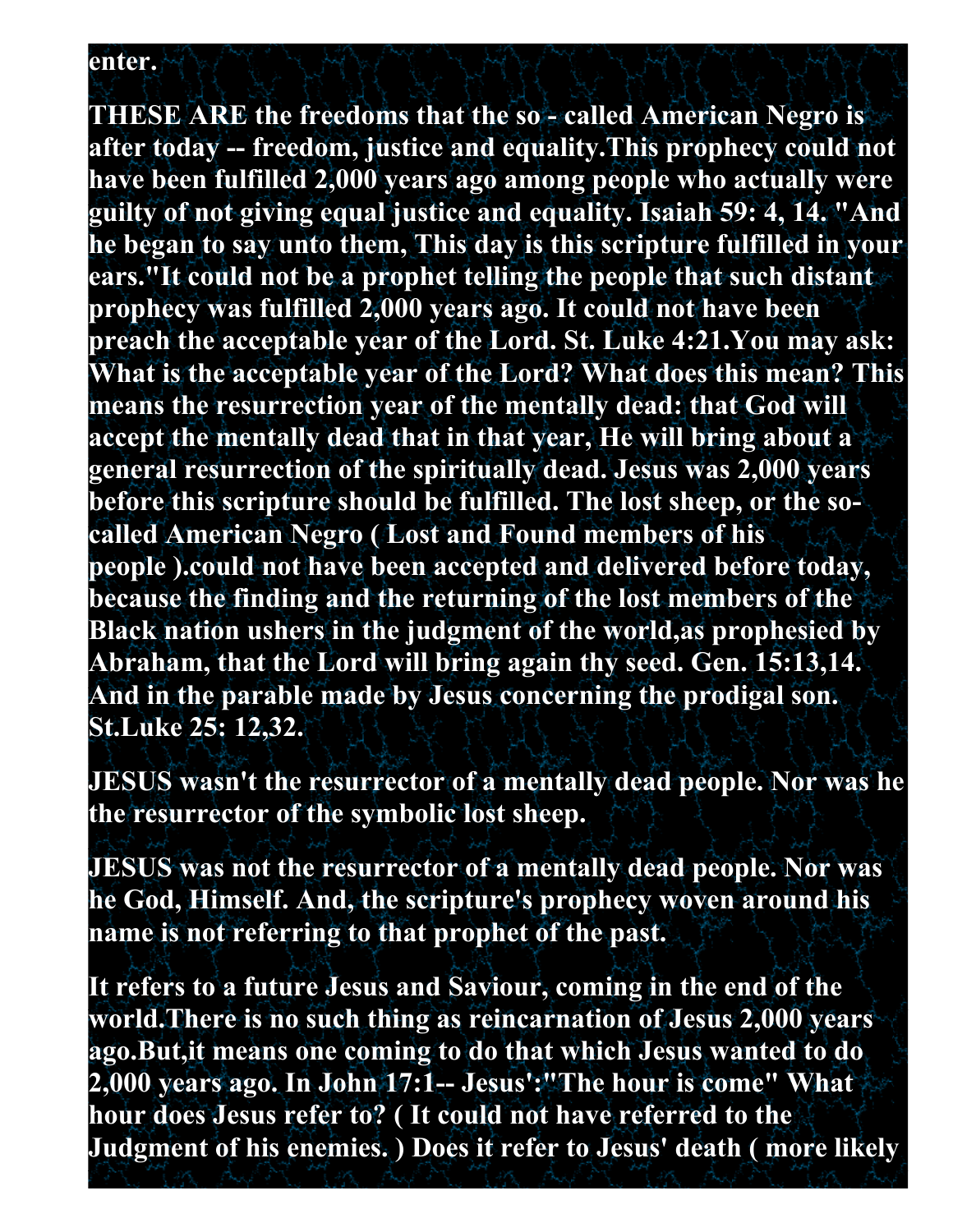**enter.**

**THESE ARE the freedoms that the so - called American Negro is after today -- freedom, justice and equality.This prophecy could not have been fulfilled 2,000 years ago among people who actually were guilty of not giving equal justice and equality. Isaiah 59: 4, 14. "And he began to say unto them, This day is this scripture fulfilled in your ears."It could not be a prophet telling the people that such distant prophecy was fulfilled 2,000 years ago. It could not have been preach the acceptable year of the Lord. St. Luke 4:21.You may ask: What is the acceptable year of the Lord? What does this mean? This means the resurrection year of the mentally dead: that God will accept the mentally dead that in that year, He will bring about a general resurrection of the spiritually dead. Jesus was 2,000 years before this scripture should be fulfilled. The lost sheep, or the so-called American Negro ( Lost and Found members of his people ).could not have been accepted and delivered before today, because the finding and the returning of the lost members of the Black nation ushers in the judgment of the world,as prophesied by Abraham, that the Lord will bring again thy seed. Gen. 15:13,14. And in the parable made by Jesus concerning the prodigal son. St.Luke 25: 12,32.**

**JESUS wasn't the resurrector of a mentally dead people. Nor was he the resurrector of the symbolic lost sheep.**

**JESUS was not the resurrector of a mentally dead people. Nor was he God, Himself. And, the scripture's prophecy woven around his name is not referring to that prophet of the past.**

**It refers to a future Jesus and Saviour, coming in the end of the world.There is no such thing as reincarnation of Jesus 2,000 years ago.But,it means one coming to do that which Jesus wanted to do 2,000 years ago. In John 17:1-- Jesus':"The hour is come" What hour does Jesus refer to? ( It could not have referred to the Judgment of his enemies. ) Does it refer to Jesus' death ( more likely**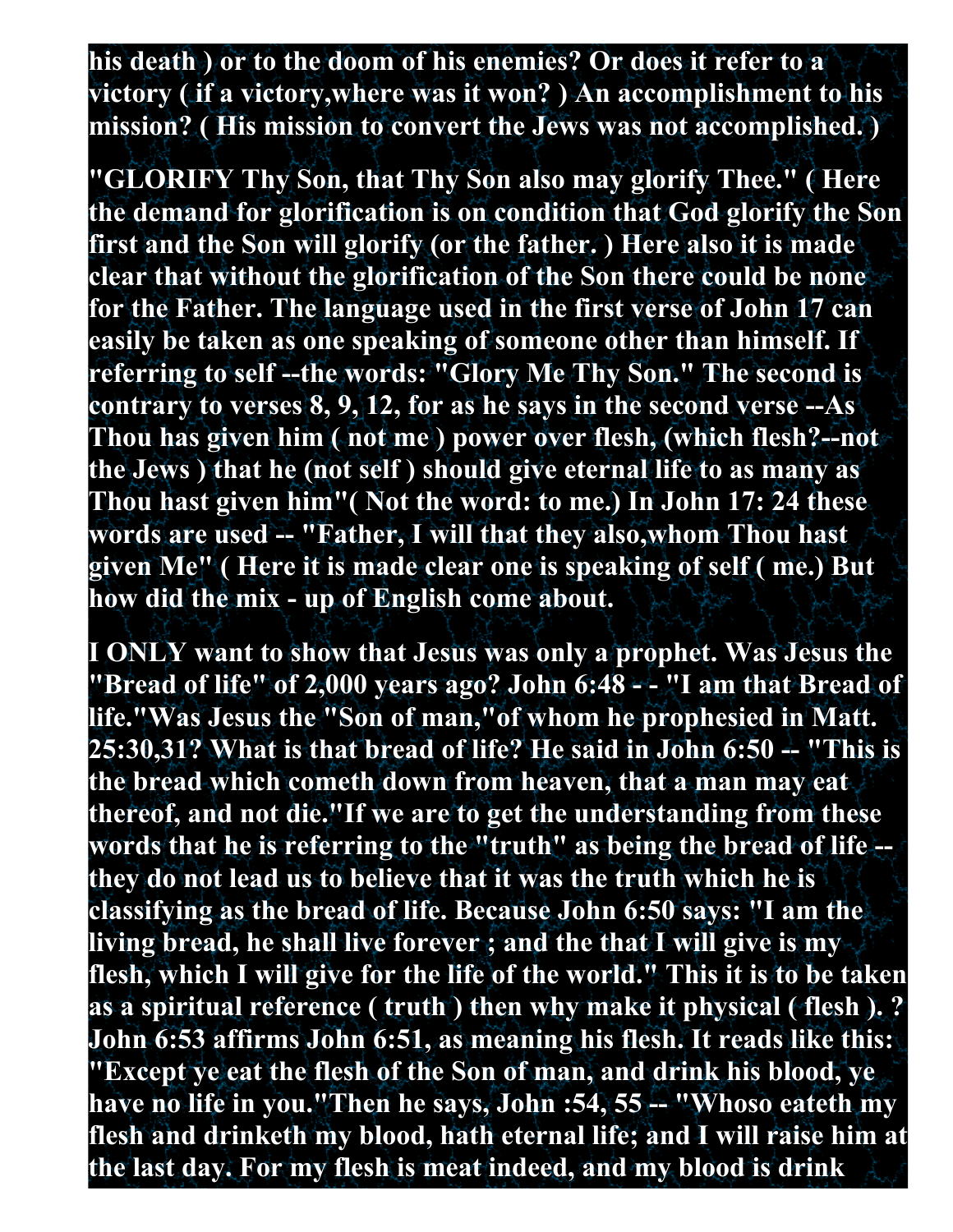**his death ) or to the doom of his enemies? Or does it refer to a victory ( if a victory,where was it won? ) An accomplishment to his mission? ( His mission to convert the Jews was not accomplished. )**

**"GLORIFY Thy Son, that Thy Son also may glorify Thee." ( Here the demand for glorification is on condition that God glorify the Son first and the Son will glorify (or the father. ) Here also it is made clear that without the glorification of the Son there could be none for the Father. The language used in the first verse of John 17 can easily be taken as one speaking of someone other than himself. If referring to self --the words: "Glory Me Thy Son." The second is contrary to verses 8, 9, 12, for as he says in the second verse --As Thou has given him ( not me ) power over flesh, (which flesh?--not the Jews ) that he (not self ) should give eternal life to as many as Thou hast given him"( Not the word: to me.) In John 17: 24 these words are used -- "Father, I will that they also,whom Thou hast given Me" ( Here it is made clear one is speaking of self ( me.) But how did the mix - up of English come about.**

**I ONLY want to show that Jesus was only a prophet. Was Jesus the "Bread of life" of 2,000 years ago? John 6:48 - - "I am that Bread of life."Was Jesus the "Son of man,"of whom he prophesied in Matt. 25:30,31? What is that bread of life? He said in John 6:50 -- "This is the bread which cometh down from heaven, that a man may eat thereof, and not die."If we are to get the understanding from these words that he is referring to the "truth" as being the bread of life -- they do not lead us to believe that it was the truth which he is classifying as the bread of life. Because John 6:50 says: "I am the living bread, he shall live forever ; and the that I will give is my flesh, which I will give for the life of the world." This it is to be taken as a spiritual reference ( truth ) then why make it physical ( flesh ). ? John 6:53 affirms John 6:51, as meaning his flesh. It reads like this: "Except ye eat the flesh of the Son of man, and drink his blood, ye have no life in you."Then he says, John :54, 55 -- "Whoso eateth my flesh and drinketh my blood, hath eternal life; and I will raise him at the last day. For my flesh is meat indeed, and my blood is drink**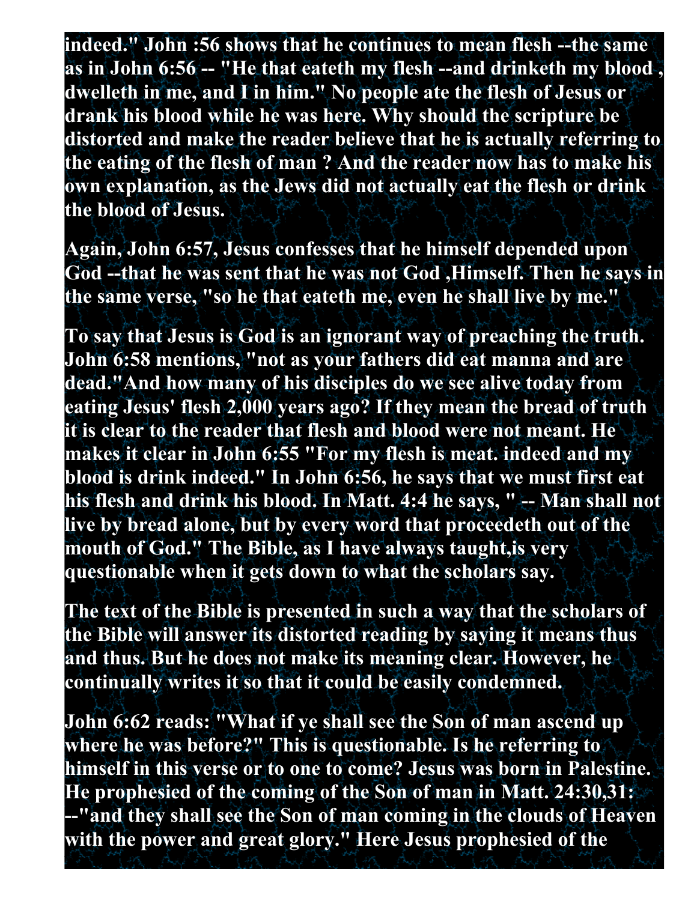**indeed." John :56 shows that he continues to mean flesh --the same as in John 6:56 -- "He that eateth my flesh --and drinketh my blood , dwelleth in me, and I in him." No people ate the flesh of Jesus or drank his blood while he was here. Why should the scripture be distorted and make the reader believe that he is actually referring to the eating of the flesh of man ? And the reader now has to make his own explanation, as the Jews did not actually eat the flesh or drink the blood of Jesus.**

**Again, John 6:57, Jesus confesses that he himself depended upon God --that he was sent that he was not God ,Himself. Then he says in the same verse, "so he that eateth me, even he shall live by me."**

**To say that Jesus is God is an ignorant way of preaching the truth. John 6:58 mentions, "not as your fathers did eat manna and are dead."And how many of his disciples do we see alive today from eating Jesus' flesh 2,000 years ago? If they mean the bread of truth it is clear to the reader that flesh and blood were not meant. He makes it clear in John 6:55 "For my flesh is meat. indeed and my blood is drink indeed." In John 6:56, he says that we must first eat his flesh and drink his blood. In Matt. 4:4 he says, " -- Man shall not live by bread alone, but by every word that proceedeth out of the mouth of God." The Bible, as I have always taught,is very questionable when it gets down to what the scholars say.**

**The text of the Bible is presented in such a way that the scholars of the Bible will answer its distorted reading by saying it means thus and thus. But he does not make its meaning clear. However, he continually writes it so that it could be easily condemned.**

**John 6:62 reads: "What if ye shall see the Son of man ascend up where he was before?" This is questionable. Is he referring to himself in this verse or to one to come? Jesus was born in Palestine. He prophesied of the coming of the Son of man in Matt. 24:30,31: --"and they shall see the Son of man coming in the clouds of Heaven with the power and great glory." Here Jesus prophesied of the**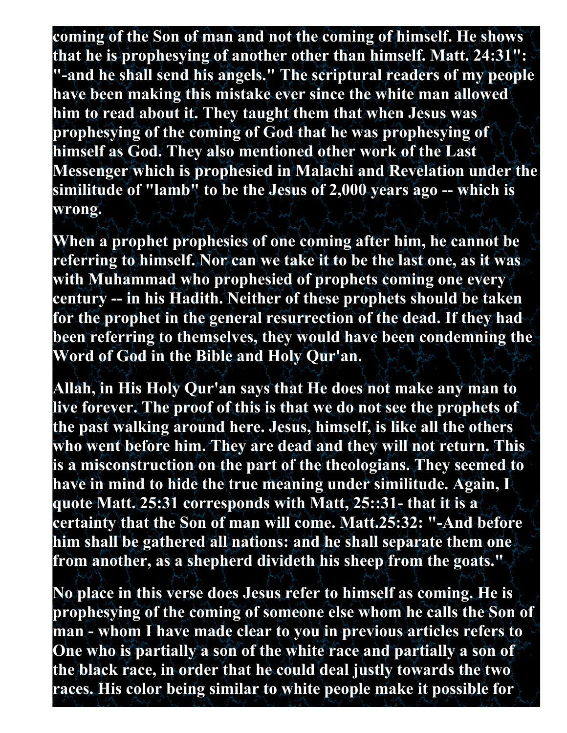**coming of the Son of man and not the coming of himself. He shows that he is prophesying of another other than himself. Matt. 24:31": "-and he shall send his angels." The scriptural readers of my people have been making this mistake ever since the white man allowed him to read about it. They taught them that when Jesus was prophesying of the coming of God that he was prophesying of himself as God. They also mentioned other work of the Last Messenger which is prophesied in Malachi and Revelation under the similitude of "lamb" to be the Jesus of 2,000 years ago -- which is wrong.**

**When a prophet prophesies of one coming after him, he cannot be referring to himself. Nor can we take it to be the last one, as it was with Muhammad who prophesied of prophets coming one every century -- in his Hadith. Neither of these prophets should be taken for the prophet in the general resurrection of the dead. If they had been referring to themselves, they would have been condemning the Word of God in the Bible and Holy Qur'an.**

**Allah, in His Holy Qur'an says that He does not make any man to live forever. The proof of this is that we do not see the prophets of the past walking around here. Jesus, himself, is like all the others who went before him. They are dead and they will not return. This is a misconstruction on the part of the theologians. They seemed to have in mind to hide the true meaning under similitude. Again, I quote Matt. 25:31 corresponds with Matt, 25::31- that it is a certainty that the Son of man will come. Matt.25:32: "-And before him shall be gathered all nations: and he shall separate them one from another, as a shepherd divideth his sheep from the goats."**

**No place in this verse does Jesus refer to himself as coming. He is prophesying of the coming of someone else whom he calls the Son of man - whom I have made clear to you in previous articles refers to One who is partially a son of the white race and partially a son of the black race, in order that he could deal justly towards the two races. His color being similar to white people make it possible for**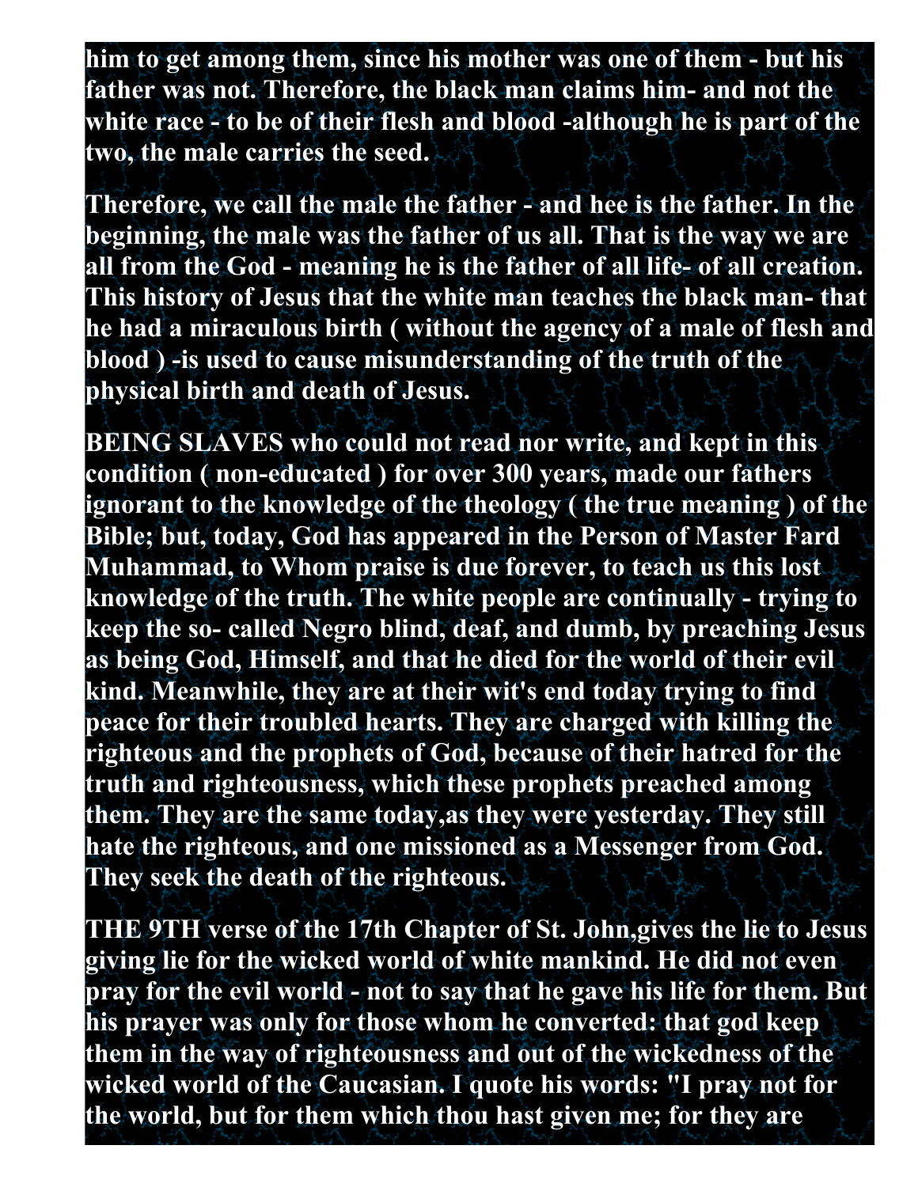**him to get among them, since his mother was one of them - but his father was not. Therefore, the black man claims him- and not the white race - to be of their flesh and blood -although he is part of the two, the male carries the seed.**

**Therefore, we call the male the father - and hee is the father. In the beginning, the male was the father of us all. That is the way we are all from the God - meaning he is the father of all life- of all creation. This history of Jesus that the white man teaches the black man- that he had a miraculous birth ( without the agency of a male of flesh and blood ) -is used to cause misunderstanding of the truth of the physical birth and death of Jesus.**

**BEING SLAVES who could not read nor write, and kept in this condition ( non-educated ) for over 300 years, made our fathers ignorant to the knowledge of the theology ( the true meaning ) of the Bible; but, today, God has appeared in the Person of Master Fard Muhammad, to Whom praise is due forever, to teach us this lost knowledge of the truth. The white people are continually - trying to keep the so- called Negro blind, deaf, and dumb, by preaching Jesus as being God, Himself, and that he died for the world of their evil kind. Meanwhile, they are at their wit's end today trying to find peace for their troubled hearts. They are charged with killing the righteous and the prophets of God, because of their hatred for the truth and righteousness, which these prophets preached among them. They are the same today,as they were yesterday. They still hate the righteous, and one missioned as a Messenger from God. They seek the death of the righteous.**

**THE 9TH verse of the 17th Chapter of St. John,gives the lie to Jesus giving lie for the wicked world of white mankind. He did not even pray for the evil world - not to say that he gave his life for them. But his prayer was only for those whom he converted: that god keep them in the way of righteousness and out of the wickedness of the wicked world of the Caucasian. I quote his words: "I pray not for the world, but for them which thou hast given me; for they are**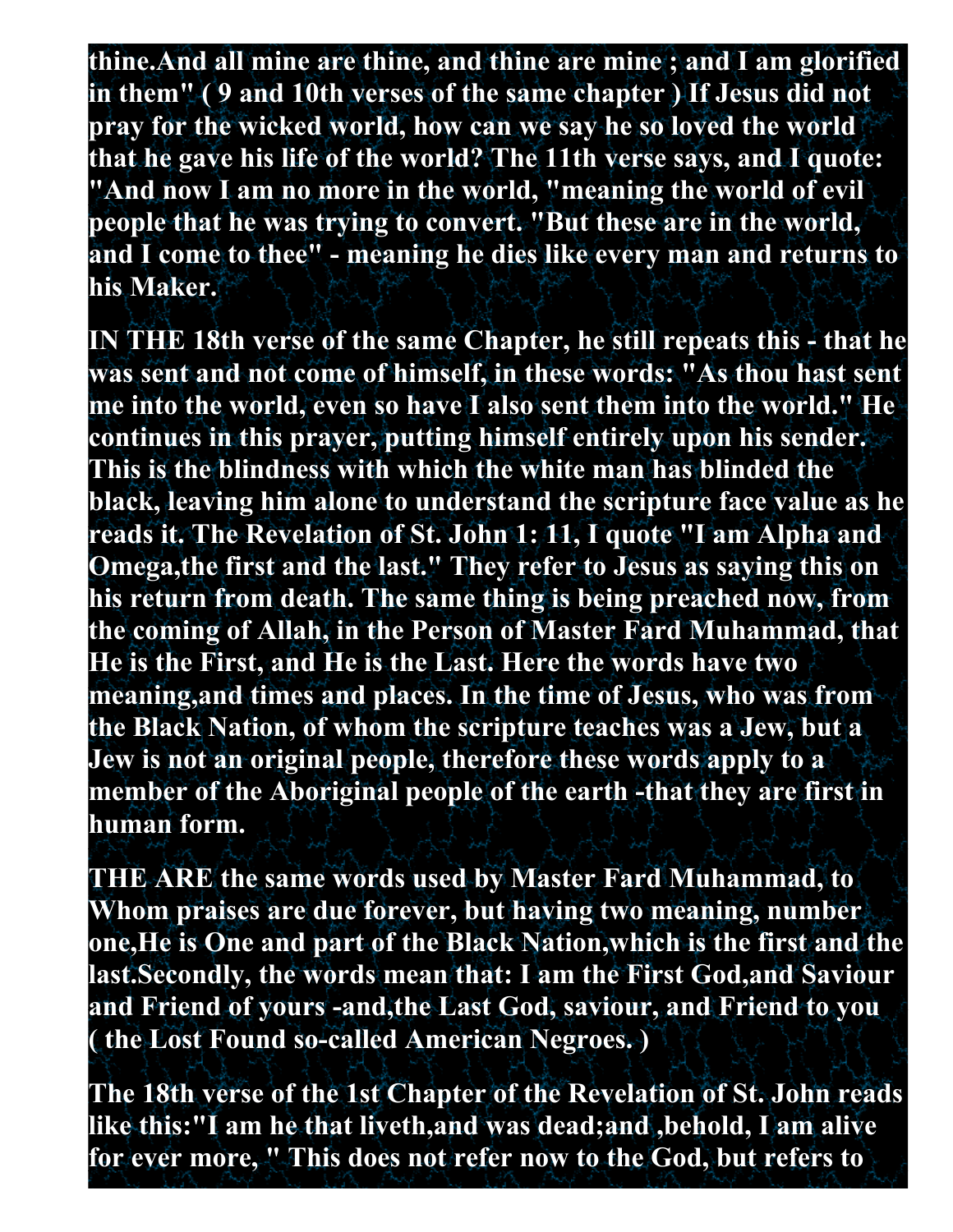**thine.And all mine are thine, and thine are mine ; and I am glorified in them" ( 9 and 10th verses of the same chapter ) If Jesus did not pray for the wicked world, how can we say he so loved the world that he gave his life of the world? The 11th verse says, and I quote: "And now I am no more in the world, "meaning the world of evil people that he was trying to convert. "But these are in the world, and I come to thee" - meaning he dies like every man and returns to his Maker.**

**IN THE 18th verse of the same Chapter, he still repeats this - that he was sent and not come of himself, in these words: "As thou hast sent me into the world, even so have I also sent them into the world." He continues in this prayer, putting himself entirely upon his sender. This is the blindness with which the white man has blinded the black, leaving him alone to understand the scripture face value as he reads it. The Revelation of St. John 1: 11, I quote "I am Alpha and Omega,the first and the last." They refer to Jesus as saying this on his return from death. The same thing is being preached now, from the coming of Allah, in the Person of Master Fard Muhammad, that He is the First, and He is the Last. Here the words have two meaning,and times and places. In the time of Jesus, who was from the Black Nation, of whom the scripture teaches was a Jew, but a Jew is not an original people, therefore these words apply to a member of the Aboriginal people of the earth -that they are first in human form.**

**THE ARE the same words used by Master Fard Muhammad, to Whom praises are due forever, but having two meaning, number one,He is One and part of the Black Nation,which is the first and the last.Secondly, the words mean that: I am the First God,and Saviour and Friend of yours -and,the Last God, saviour, and Friend to you ( the Lost Found so-called American Negroes. )**

**The 18th verse of the 1st Chapter of the Revelation of St. John reads like this:"I am he that liveth,and was dead;and ,behold, I am alive for ever more, " This does not refer now to the God, but refers to**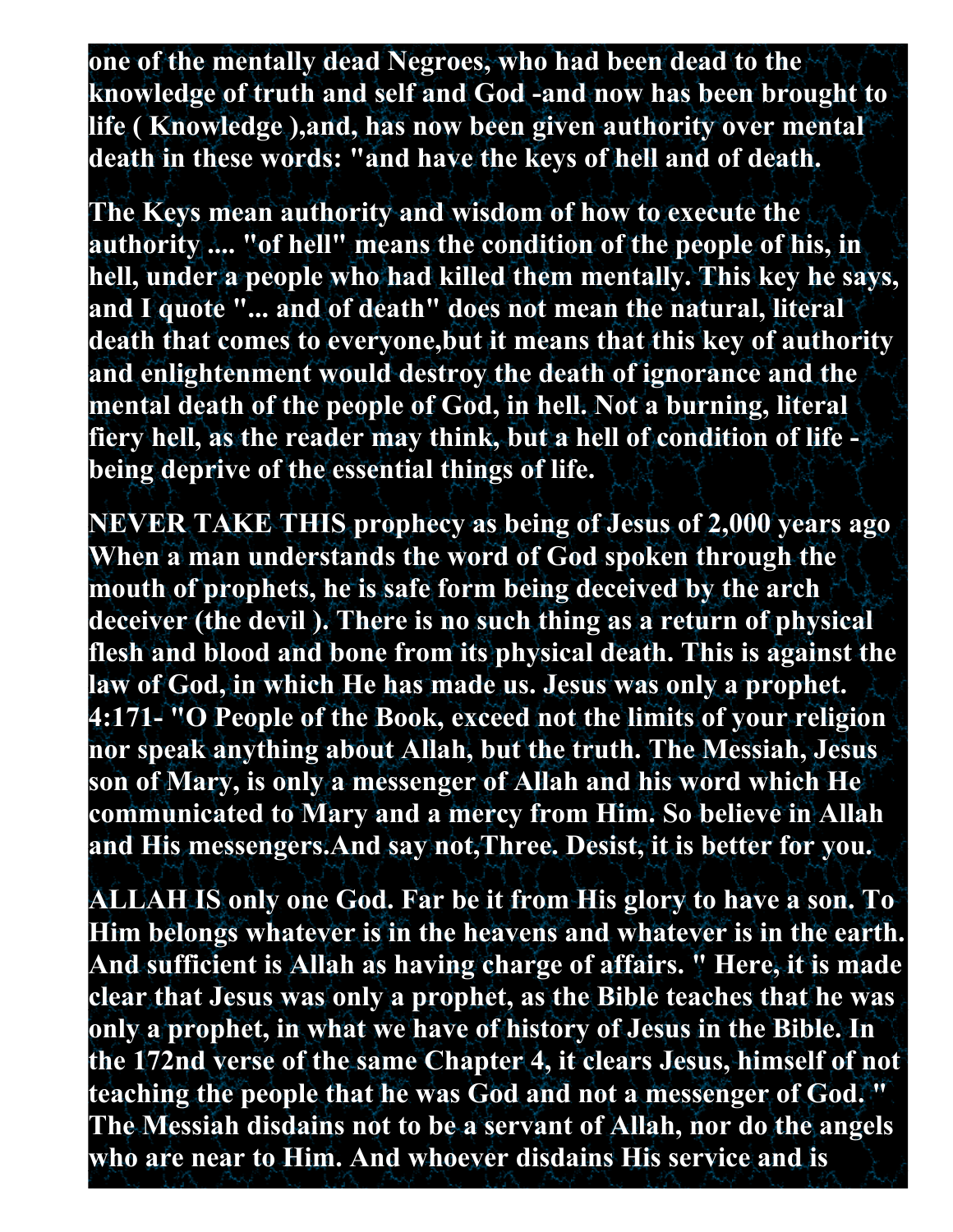**one of the mentally dead Negroes, who had been dead to the knowledge of truth and self and God -and now has been brought to life ( Knowledge ),and, has now been given authority over mental death in these words: "and have the keys of hell and of death.**

**The Keys mean authority and wisdom of how to execute the authority .... "of hell" means the condition of the people of his, in hell, under a people who had killed them mentally. This key he says, and I quote "... and of death" does not mean the natural, literal death that comes to everyone,but it means that this key of authority and enlightenment would destroy the death of ignorance and the mental death of the people of God, in hell. Not a burning, literal fiery hell, as the reader may think, but a hell of condition of life - being deprive of the essential things of life.**

**NEVER TAKE THIS prophecy as being of Jesus of 2,000 years ago When a man understands the word of God spoken through the mouth of prophets, he is safe form being deceived by the arch deceiver (the devil ). There is no such thing as a return of physical flesh and blood and bone from its physical death. This is against the law of God, in which He has made us. Jesus was only a prophet. 4:171- "O People of the Book, exceed not the limits of your religion nor speak anything about Allah, but the truth. The Messiah, Jesus son of Mary, is only a messenger of Allah and his word which He communicated to Mary and a mercy from Him. So believe in Allah and His messengers.And say not,Three. Desist, it is better for you.**

**ALLAH IS only one God. Far be it from His glory to have a son. To Him belongs whatever is in the heavens and whatever is in the earth. And sufficient is Allah as having charge of affairs. " Here, it is made clear that Jesus was only a prophet, as the Bible teaches that he was only a prophet, in what we have of history of Jesus in the Bible. In the 172nd verse of the same Chapter 4, it clears Jesus, himself of not teaching the people that he was God and not a messenger of God. " The Messiah disdains not to be a servant of Allah, nor do the angels who are near to Him. And whoever disdains His service and is**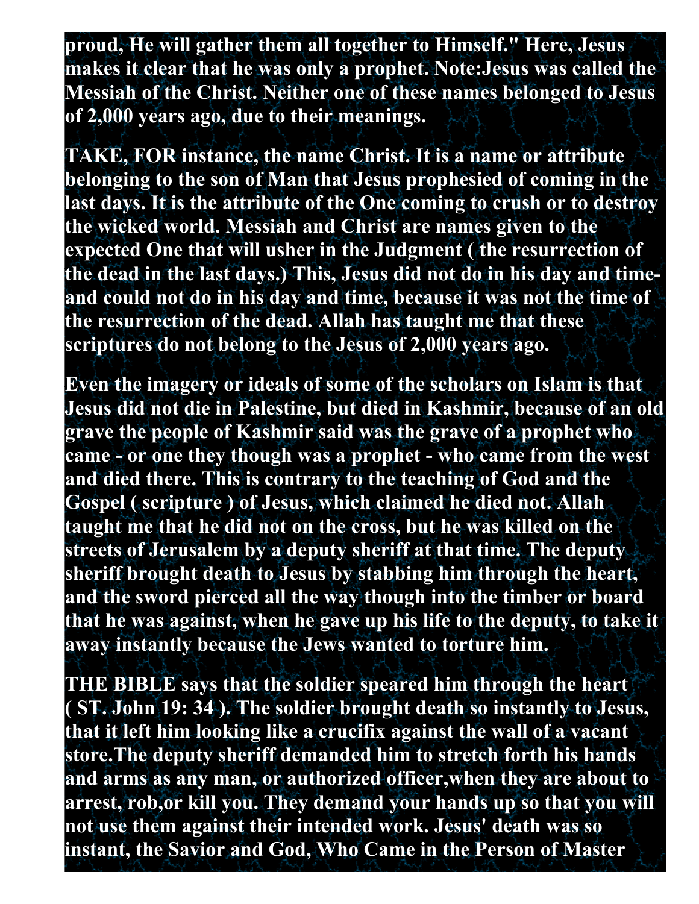**proud, He will gather them all together to Himself." Here, Jesus makes it clear that he was only a prophet. Note:Jesus was called the Messiah of the Christ. Neither one of these names belonged to Jesus of 2,000 years ago, due to their meanings.**

**TAKE, FOR instance, the name Christ. It is a name or attribute belonging to the son of Man that Jesus prophesied of coming in the last days. It is the attribute of the One coming to crush or to destroy the wicked world. Messiah and Christ are names given to the expected One that will usher in the Judgment ( the resurrection of the dead in the last days.) This, Jesus did not do in his day and time-and could not do in his day and time, because it was not the time of the resurrection of the dead. Allah has taught me that these scriptures do not belong to the Jesus of 2,000 years ago.**

**Even the imagery or ideals of some of the scholars on Islam is that Jesus did not die in Palestine, but died in Kashmir, because of an old grave the people of Kashmir said was the grave of a prophet who came - or one they though was a prophet - who came from the west and died there. This is contrary to the teaching of God and the Gospel ( scripture ) of Jesus, which claimed he died not. Allah taught me that he did not on the cross, but he was killed on the streets of Jerusalem by a deputy sheriff at that time. The deputy sheriff brought death to Jesus by stabbing him through the heart, and the sword pierced all the way though into the timber or board that he was against, when he gave up his life to the deputy, to take it away instantly because the Jews wanted to torture him.**

**THE BIBLE says that the soldier speared him through the heart ( ST. John 19: 34 ). The soldier brought death so instantly to Jesus, that it left him looking like a crucifix against the wall of a vacant store.The deputy sheriff demanded him to stretch forth his hands and arms as any man, or authorized officer,when they are about to arrest, rob,or kill you. They demand your hands up so that you will not use them against their intended work. Jesus' death was so instant, the Savior and God, Who Came in the Person of Master**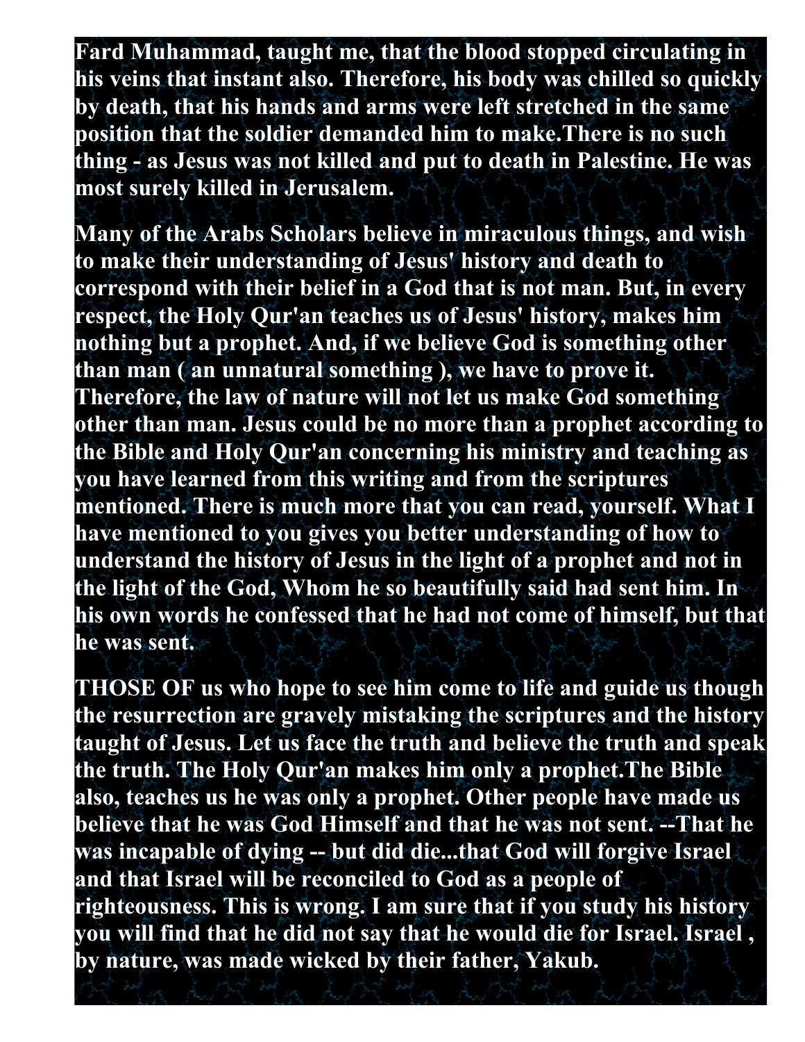**Fard Muhammad, taught me, that the blood stopped circulating in his veins that instant also. Therefore, his body was chilled so quickly by death, that his hands and arms were left stretched in the same position that the soldier demanded him to make.There is no such thing - as Jesus was not killed and put to death in Palestine. He was most surely killed in Jerusalem.**

**Many of the Arabs Scholars believe in miraculous things, and wish to make their understanding of Jesus' history and death to correspond with their belief in a God that is not man. But, in every respect, the Holy Qur'an teaches us of Jesus' history, makes him nothing but a prophet. And, if we believe God is something other than man ( an unnatural something ), we have to prove it. Therefore, the law of nature will not let us make God something other than man. Jesus could be no more than a prophet according to the Bible and Holy Qur'an concerning his ministry and teaching as you have learned from this writing and from the scriptures mentioned. There is much more that you can read, yourself. What I have mentioned to you gives you better understanding of how to understand the history of Jesus in the light of a prophet and not in the light of the God, Whom he so beautifully said had sent him. In his own words he confessed that he had not come of himself, but that he was sent.**

**THOSE OF us who hope to see him come to life and guide us though the resurrection are gravely mistaking the scriptures and the history taught of Jesus. Let us face the truth and believe the truth and speak the truth. The Holy Qur'an makes him only a prophet.The Bible also, teaches us he was only a prophet. Other people have made us believe that he was God Himself and that he was not sent. --That he was incapable of dying -- but did die...that God will forgive Israel and that Israel will be reconciled to God as a people of righteousness. This is wrong. I am sure that if you study his history you will find that he did not say that he would die for Israel. Israel , by nature, was made wicked by their father, Yakub.**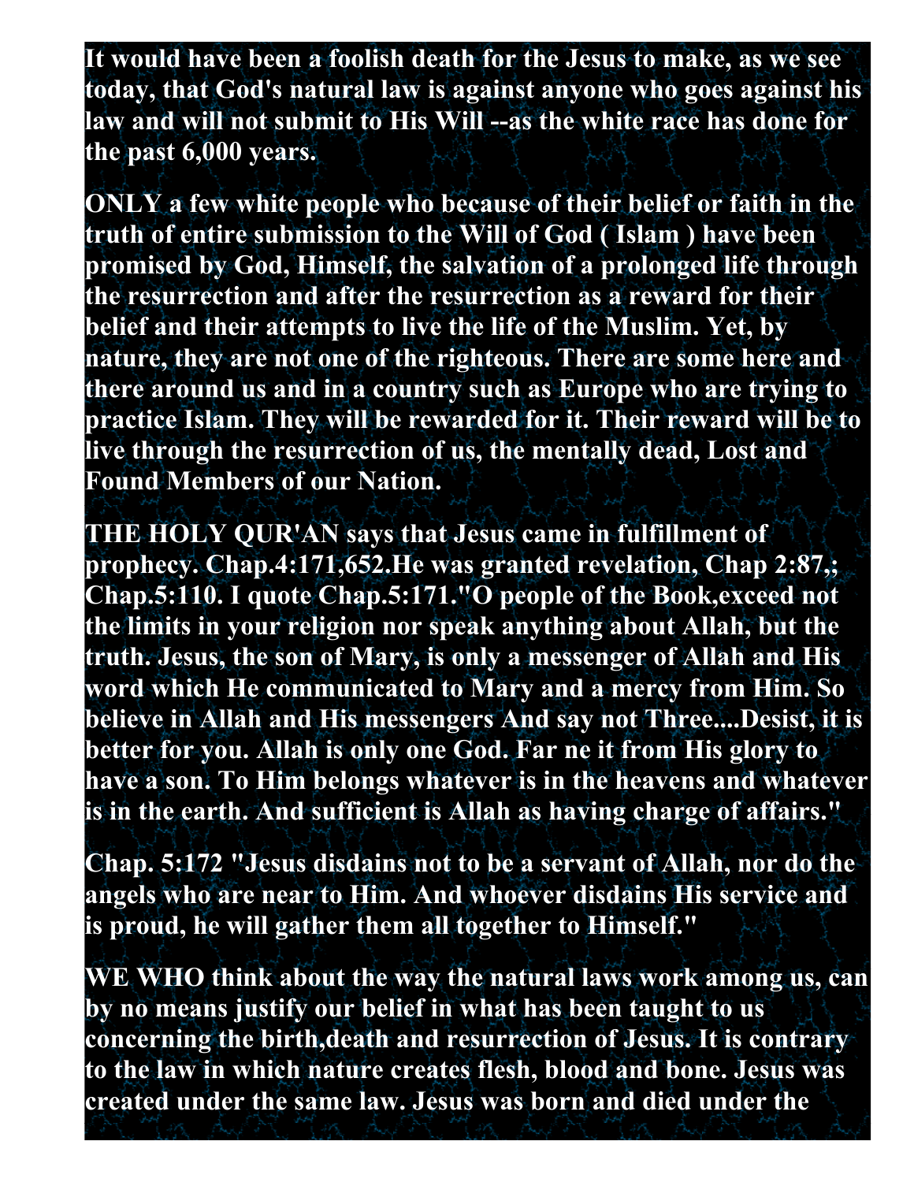**It would have been a foolish death for the Jesus to make, as we see today, that God's natural law is against anyone who goes against his law and will not submit to His Will --as the white race has done for the past 6,000 years.**

**ONLY a few white people who because of their belief or faith in the truth of entire submission to the Will of God ( Islam ) have been promised by God, Himself, the salvation of a prolonged life through the resurrection and after the resurrection as a reward for their belief and their attempts to live the life of the Muslim. Yet, by nature, they are not one of the righteous. There are some here and there around us and in a country such as Europe who are trying to practice Islam. They will be rewarded for it. Their reward will be to live through the resurrection of us, the mentally dead, Lost and Found Members of our Nation.**

**THE HOLY QUR'AN says that Jesus came in fulfillment of prophecy. Chap.4:171,652.He was granted revelation, Chap 2:87,; Chap.5:110. I quote Chap.5:171."O people of the Book,exceed not the limits in your religion nor speak anything about Allah, but the truth. Jesus, the son of Mary, is only a messenger of Allah and His word which He communicated to Mary and a mercy from Him. So believe in Allah and His messengers And say not Three....Desist, it is better for you. Allah is only one God. Far ne it from His glory to have a son. To Him belongs whatever is in the heavens and whatever is in the earth. And sufficient is Allah as having charge of affairs."**

**Chap. 5:172 "Jesus disdains not to be a servant of Allah, nor do the angels who are near to Him. And whoever disdains His service and is proud, he will gather them all together to Himself."**

**WE WHO think about the way the natural laws work among us, can by no means justify our belief in what has been taught to us concerning the birth,death and resurrection of Jesus. It is contrary to the law in which nature creates flesh, blood and bone. Jesus was created under the same law. Jesus was born and died under the**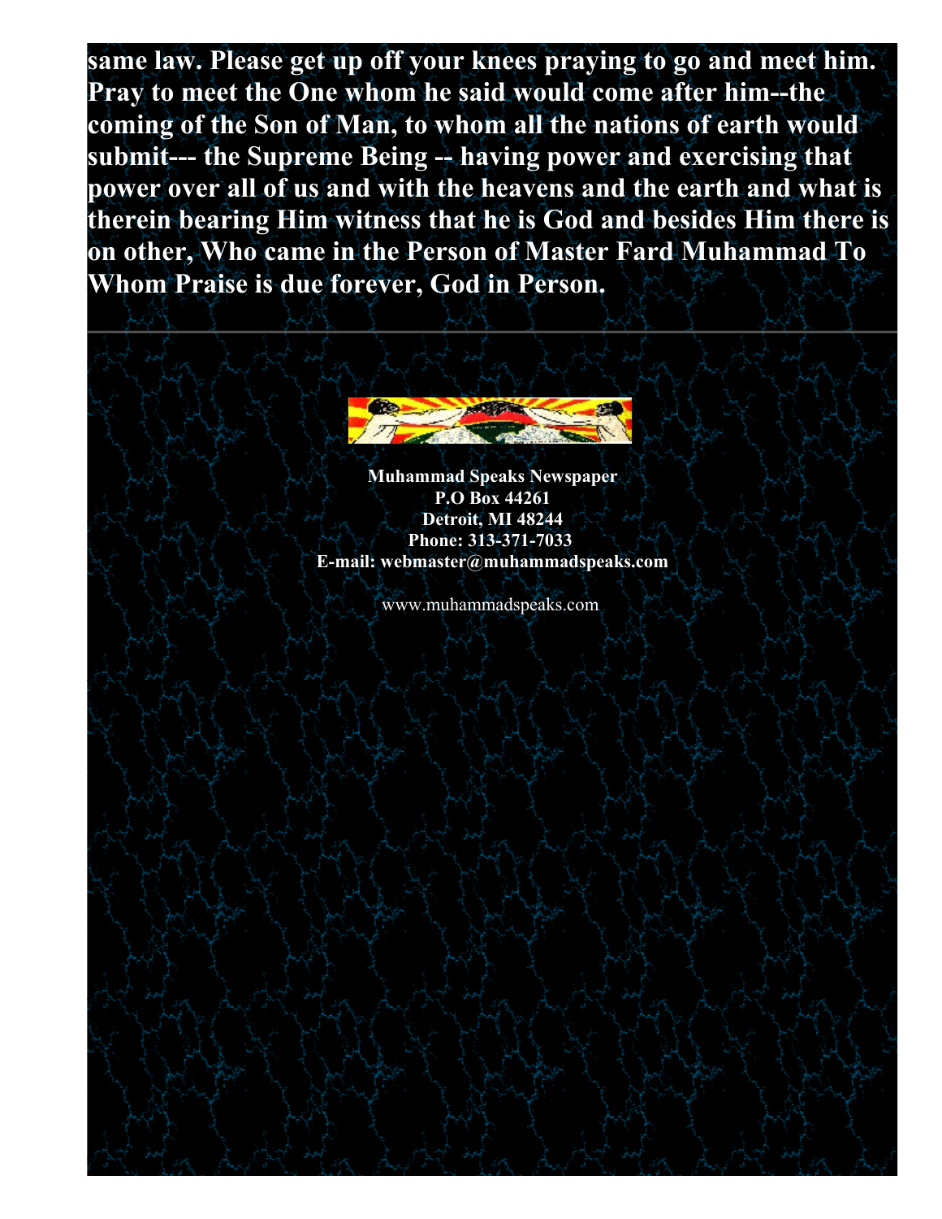**same law. Please get up off your knees praying to go and meet him. Pray to meet the One whom he said would come after him--the coming of the Son of Man, to whom all the nations of earth would submit--- the Supreme Being -- having power and exercising that power over all of us and with the heavens and the earth and what is therein bearing Him witness that he is God and besides Him there is on other, Who came in the Person of Master Fard Muhammad To Whom Praise is due forever, God in Person.**

---

**Muhammad Speaks Newspaper**
**P.O Box 44261**
**Detroit, MI 48244**
**Phone: 313-371-7033**
**E-mail: webmaster@muhammadspeaks.com**

www.muhammadspeaks.com